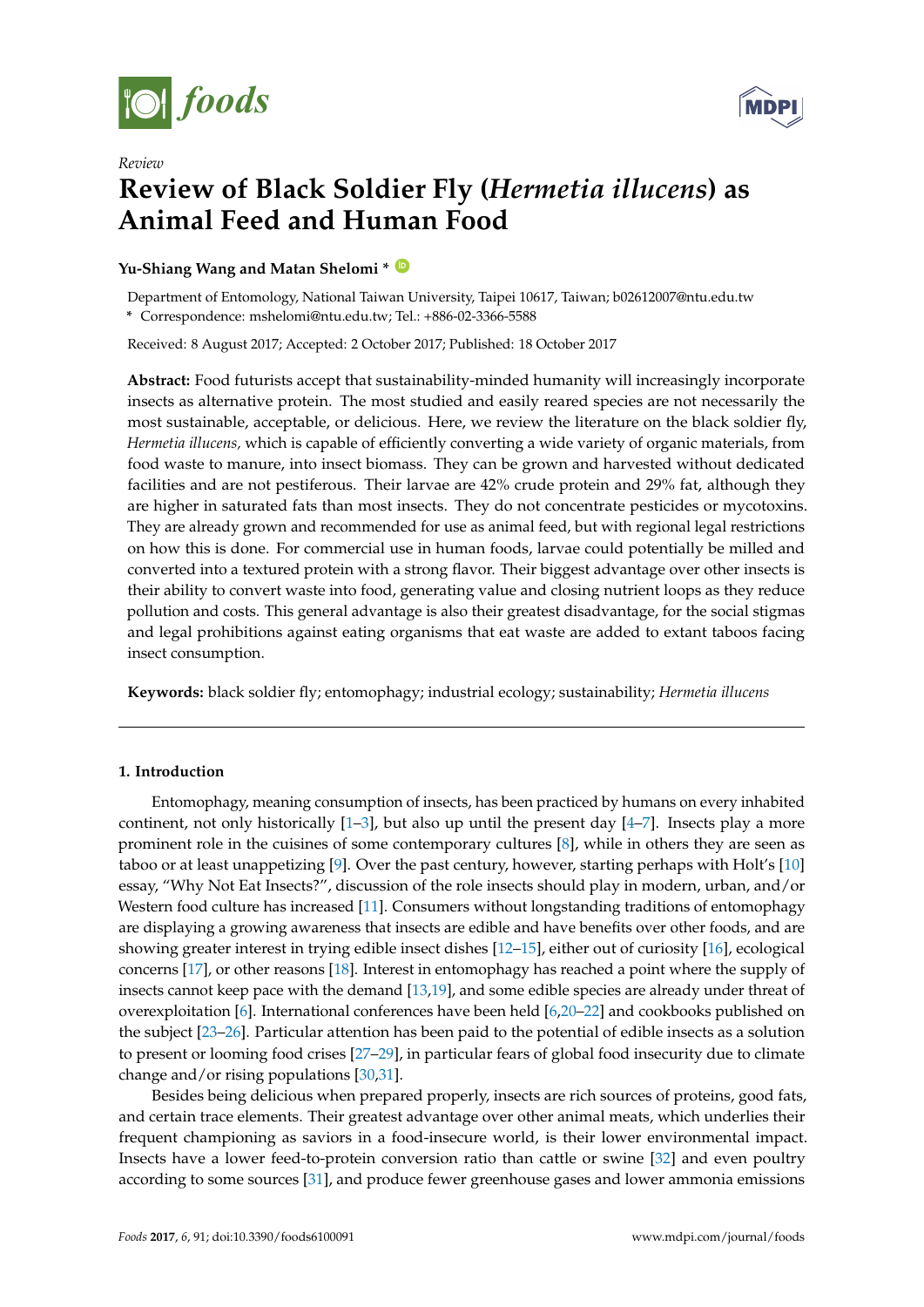Review

# Review of Black Soldier Fly (*Hermetia illucens*) as Animal Feed and Human Food

**Yu-Shiang Wang and Matan Shelomi ***

Department of Entomology, National Taiwan University, Taipei 10617, Taiwan; b02612007@ntu.edu.tw
* Correspondence: mshelomi@ntu.edu.tw; Tel.: +886-02-3366-5588

Received: 8 August 2017; Accepted: 2 October 2017; Published: 18 October 2017

**Abstract:** Food futurists accept that sustainability-minded humanity will increasingly incorporate insects as alternative protein. The most studied and easily reared species are not necessarily the most sustainable, acceptable, or delicious. Here, we review the literature on the black soldier fly, *Hermetia illucens,* which is capable of efficiently converting a wide variety of organic materials, from food waste to manure, into insect biomass. They can be grown and harvested without dedicated facilities and are not pestiferous. Their larvae are 42% crude protein and 29% fat, although they are higher in saturated fats than most insects. They do not concentrate pesticides or mycotoxins. They are already grown and recommended for use as animal feed, but with regional legal restrictions on how this is done. For commercial use in human foods, larvae could potentially be milled and converted into a textured protein with a strong flavor. Their biggest advantage over other insects is their ability to convert waste into food, generating value and closing nutrient loops as they reduce pollution and costs. This general advantage is also their greatest disadvantage, for the social stigmas and legal prohibitions against eating organisms that eat waste are added to extant taboos facing insect consumption.

**Keywords:** black soldier fly; entomophagy; industrial ecology; sustainability; *Hermetia illucens*

## 1. Introduction

Entomophagy, meaning consumption of insects, has been practiced by humans on every inhabited continent, not only historically [1–3], but also up until the present day [4–7]. Insects play a more prominent role in the cuisines of some contemporary cultures [8], while in others they are seen as taboo or at least unappetizing [9]. Over the past century, however, starting perhaps with Holt's [10] essay, "Why Not Eat Insects?", discussion of the role insects should play in modern, urban, and/or Western food culture has increased [11]. Consumers without longstanding traditions of entomophagy are displaying a growing awareness that insects are edible and have benefits over other foods, and are showing greater interest in trying edible insect dishes [12–15], either out of curiosity [16], ecological concerns [17], or other reasons [18]. Interest in entomophagy has reached a point where the supply of insects cannot keep pace with the demand [13,19], and some edible species are already under threat of overexploitation [6]. International conferences have been held [6,20–22] and cookbooks published on the subject [23–26]. Particular attention has been paid to the potential of edible insects as a solution to present or looming food crises [27–29], in particular fears of global food insecurity due to climate change and/or rising populations [30,31].

Besides being delicious when prepared properly, insects are rich sources of proteins, good fats, and certain trace elements. Their greatest advantage over other animal meats, which underlies their frequent championing as saviors in a food-insecure world, is their lower environmental impact. Insects have a lower feed-to-protein conversion ratio than cattle or swine [32] and even poultry according to some sources [31], and produce fewer greenhouse gases and lower ammonia emissions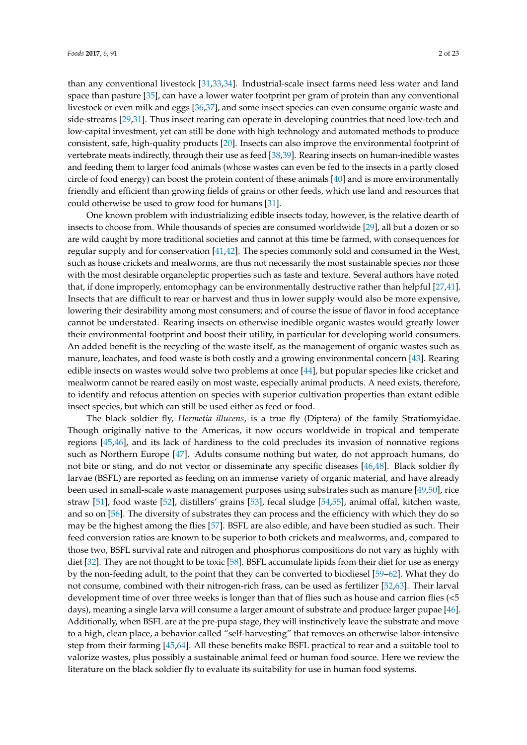than any conventional livestock [31,33,34]. Industrial-scale insect farms need less water and land space than pasture [35], can have a lower water footprint per gram of protein than any conventional livestock or even milk and eggs [36,37], and some insect species can even consume organic waste and side-streams [29,31]. Thus insect rearing can operate in developing countries that need low-tech and low-capital investment, yet can still be done with high technology and automated methods to produce consistent, safe, high-quality products [20]. Insects can also improve the environmental footprint of vertebrate meats indirectly, through their use as feed [38,39]. Rearing insects on human-inedible wastes and feeding them to larger food animals (whose wastes can even be fed to the insects in a partly closed circle of food energy) can boost the protein content of these animals [40] and is more environmentally friendly and efficient than growing fields of grains or other feeds, which use land and resources that could otherwise be used to grow food for humans [31].

One known problem with industrializing edible insects today, however, is the relative dearth of insects to choose from. While thousands of species are consumed worldwide [29], all but a dozen or so are wild caught by more traditional societies and cannot at this time be farmed, with consequences for regular supply and for conservation [41,42]. The species commonly sold and consumed in the West, such as house crickets and mealworms, are thus not necessarily the most sustainable species nor those with the most desirable organoleptic properties such as taste and texture. Several authors have noted that, if done improperly, entomophagy can be environmentally destructive rather than helpful [27,41]. Insects that are difficult to rear or harvest and thus in lower supply would also be more expensive, lowering their desirability among most consumers; and of course the issue of flavor in food acceptance cannot be understated. Rearing insects on otherwise inedible organic wastes would greatly lower their environmental footprint and boost their utility, in particular for developing world consumers. An added benefit is the recycling of the waste itself, as the management of organic wastes such as manure, leachates, and food waste is both costly and a growing environmental concern [43]. Rearing edible insects on wastes would solve two problems at once [44], but popular species like cricket and mealworm cannot be reared easily on most waste, especially animal products. A need exists, therefore, to identify and refocus attention on species with superior cultivation properties than extant edible insect species, but which can still be used either as feed or food.

The black soldier fly, *Hermetia illucens*, is a true fly (Diptera) of the family Stratiomyidae. Though originally native to the Americas, it now occurs worldwide in tropical and temperate regions [45,46], and its lack of hardiness to the cold precludes its invasion of nonnative regions such as Northern Europe [47]. Adults consume nothing but water, do not approach humans, do not bite or sting, and do not vector or disseminate any specific diseases [46,48]. Black soldier fly larvae (BSFL) are reported as feeding on an immense variety of organic material, and have already been used in small-scale waste management purposes using substrates such as manure [49,50], rice straw [51], food waste [52], distillers' grains [53], fecal sludge [54,55], animal offal, kitchen waste, and so on [56]. The diversity of substrates they can process and the efficiency with which they do so may be the highest among the flies [57]. BSFL are also edible, and have been studied as such. Their feed conversion ratios are known to be superior to both crickets and mealworms, and, compared to those two, BSFL survival rate and nitrogen and phosphorus compositions do not vary as highly with diet [32]. They are not thought to be toxic [58]. BSFL accumulate lipids from their diet for use as energy by the non-feeding adult, to the point that they can be converted to biodiesel [59–62]. What they do not consume, combined with their nitrogen-rich frass, can be used as fertilizer [52,63]. Their larval development time of over three weeks is longer than that of flies such as house and carrion flies (<5 days), meaning a single larva will consume a larger amount of substrate and produce larger pupae [46]. Additionally, when BSFL are at the pre-pupa stage, they will instinctively leave the substrate and move to a high, clean place, a behavior called "self-harvesting" that removes an otherwise labor-intensive step from their farming [45,64]. All these benefits make BSFL practical to rear and a suitable tool to valorize wastes, plus possibly a sustainable animal feed or human food source. Here we review the literature on the black soldier fly to evaluate its suitability for use in human food systems.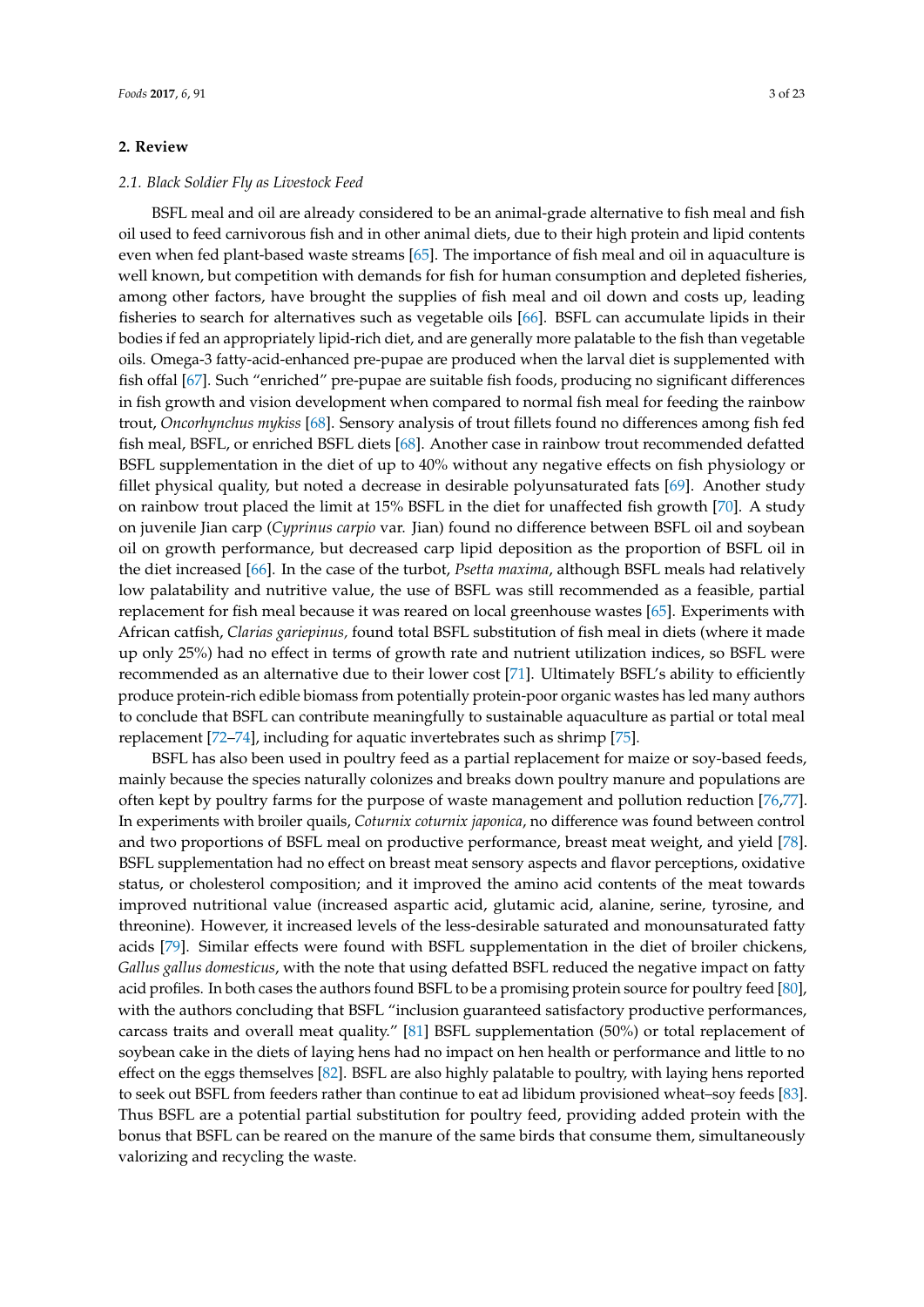## 2. Review

### 2.1. Black Soldier Fly as Livestock Feed

BSFL meal and oil are already considered to be an animal-grade alternative to fish meal and fish oil used to feed carnivorous fish and in other animal diets, due to their high protein and lipid contents even when fed plant-based waste streams [65]. The importance of fish meal and oil in aquaculture is well known, but competition with demands for fish for human consumption and depleted fisheries, among other factors, have brought the supplies of fish meal and oil down and costs up, leading fisheries to search for alternatives such as vegetable oils [66]. BSFL can accumulate lipids in their bodies if fed an appropriately lipid-rich diet, and are generally more palatable to the fish than vegetable oils. Omega-3 fatty-acid-enhanced pre-pupae are produced when the larval diet is supplemented with fish offal [67]. Such "enriched" pre-pupae are suitable fish foods, producing no significant differences in fish growth and vision development when compared to normal fish meal for feeding the rainbow trout, *Oncorhynchus mykiss* [68]. Sensory analysis of trout fillets found no differences among fish fed fish meal, BSFL, or enriched BSFL diets [68]. Another case in rainbow trout recommended defatted BSFL supplementation in the diet of up to 40% without any negative effects on fish physiology or fillet physical quality, but noted a decrease in desirable polyunsaturated fats [69]. Another study on rainbow trout placed the limit at 15% BSFL in the diet for unaffected fish growth [70]. A study on juvenile Jian carp (*Cyprinus carpio* var. Jian) found no difference between BSFL oil and soybean oil on growth performance, but decreased carp lipid deposition as the proportion of BSFL oil in the diet increased [66]. In the case of the turbot, *Psetta maxima*, although BSFL meals had relatively low palatability and nutritive value, the use of BSFL was still recommended as a feasible, partial replacement for fish meal because it was reared on local greenhouse wastes [65]. Experiments with African catfish, *Clarias gariepinus,* found total BSFL substitution of fish meal in diets (where it made up only 25%) had no effect in terms of growth rate and nutrient utilization indices, so BSFL were recommended as an alternative due to their lower cost [71]. Ultimately BSFL's ability to efficiently produce protein-rich edible biomass from potentially protein-poor organic wastes has led many authors to conclude that BSFL can contribute meaningfully to sustainable aquaculture as partial or total meal replacement [72–74], including for aquatic invertebrates such as shrimp [75].

BSFL has also been used in poultry feed as a partial replacement for maize or soy-based feeds, mainly because the species naturally colonizes and breaks down poultry manure and populations are often kept by poultry farms for the purpose of waste management and pollution reduction [76,77]. In experiments with broiler quails, *Coturnix coturnix japonica*, no difference was found between control and two proportions of BSFL meal on productive performance, breast meat weight, and yield [78]. BSFL supplementation had no effect on breast meat sensory aspects and flavor perceptions, oxidative status, or cholesterol composition; and it improved the amino acid contents of the meat towards improved nutritional value (increased aspartic acid, glutamic acid, alanine, serine, tyrosine, and threonine). However, it increased levels of the less-desirable saturated and monounsaturated fatty acids [79]. Similar effects were found with BSFL supplementation in the diet of broiler chickens, *Gallus gallus domesticus*, with the note that using defatted BSFL reduced the negative impact on fatty acid profiles. In both cases the authors found BSFL to be a promising protein source for poultry feed [80], with the authors concluding that BSFL "inclusion guaranteed satisfactory productive performances, carcass traits and overall meat quality." [81] BSFL supplementation (50%) or total replacement of soybean cake in the diets of laying hens had no impact on hen health or performance and little to no effect on the eggs themselves [82]. BSFL are also highly palatable to poultry, with laying hens reported to seek out BSFL from feeders rather than continue to eat ad libidum provisioned wheat–soy feeds [83]. Thus BSFL are a potential partial substitution for poultry feed, providing added protein with the bonus that BSFL can be reared on the manure of the same birds that consume them, simultaneously valorizing and recycling the waste.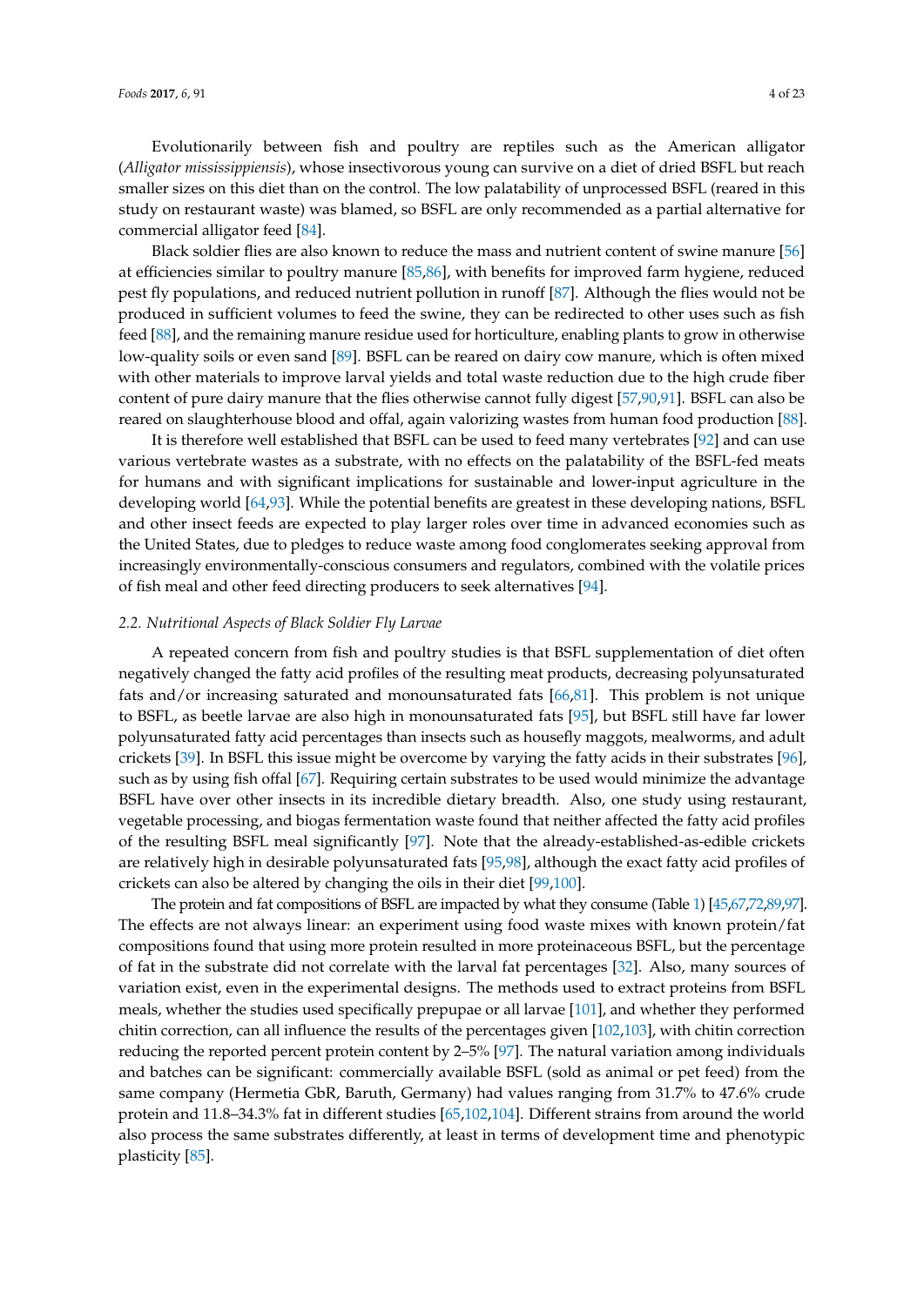Evolutionarily between fish and poultry are reptiles such as the American alligator (*Alligator mississippiensis*), whose insectivorous young can survive on a diet of dried BSFL but reach smaller sizes on this diet than on the control. The low palatability of unprocessed BSFL (reared in this study on restaurant waste) was blamed, so BSFL are only recommended as a partial alternative for commercial alligator feed [84].

Black soldier flies are also known to reduce the mass and nutrient content of swine manure [56] at efficiencies similar to poultry manure [85,86], with benefits for improved farm hygiene, reduced pest fly populations, and reduced nutrient pollution in runoff [87]. Although the flies would not be produced in sufficient volumes to feed the swine, they can be redirected to other uses such as fish feed [88], and the remaining manure residue used for horticulture, enabling plants to grow in otherwise low-quality soils or even sand [89]. BSFL can be reared on dairy cow manure, which is often mixed with other materials to improve larval yields and total waste reduction due to the high crude fiber content of pure dairy manure that the flies otherwise cannot fully digest [57,90,91]. BSFL can also be reared on slaughterhouse blood and offal, again valorizing wastes from human food production [88].

It is therefore well established that BSFL can be used to feed many vertebrates [92] and can use various vertebrate wastes as a substrate, with no effects on the palatability of the BSFL-fed meats for humans and with significant implications for sustainable and lower-input agriculture in the developing world [64,93]. While the potential benefits are greatest in these developing nations, BSFL and other insect feeds are expected to play larger roles over time in advanced economies such as the United States, due to pledges to reduce waste among food conglomerates seeking approval from increasingly environmentally-conscious consumers and regulators, combined with the volatile prices of fish meal and other feed directing producers to seek alternatives [94].

### 2.2. Nutritional Aspects of Black Soldier Fly Larvae

A repeated concern from fish and poultry studies is that BSFL supplementation of diet often negatively changed the fatty acid profiles of the resulting meat products, decreasing polyunsaturated fats and/or increasing saturated and monounsaturated fats [66,81]. This problem is not unique to BSFL, as beetle larvae are also high in monounsaturated fats [95], but BSFL still have far lower polyunsaturated fatty acid percentages than insects such as housefly maggots, mealworms, and adult crickets [39]. In BSFL this issue might be overcome by varying the fatty acids in their substrates [96], such as by using fish offal [67]. Requiring certain substrates to be used would minimize the advantage BSFL have over other insects in its incredible dietary breadth. Also, one study using restaurant, vegetable processing, and biogas fermentation waste found that neither affected the fatty acid profiles of the resulting BSFL meal significantly [97]. Note that the already-established-as-edible crickets are relatively high in desirable polyunsaturated fats [95,98], although the exact fatty acid profiles of crickets can also be altered by changing the oils in their diet [99,100].

The protein and fat compositions of BSFL are impacted by what they consume (Table 1) [45,67,72,89,97]. The effects are not always linear: an experiment using food waste mixes with known protein/fat compositions found that using more protein resulted in more proteinaceous BSFL, but the percentage of fat in the substrate did not correlate with the larval fat percentages [32]. Also, many sources of variation exist, even in the experimental designs. The methods used to extract proteins from BSFL meals, whether the studies used specifically prepupae or all larvae [101], and whether they performed chitin correction, can all influence the results of the percentages given [102,103], with chitin correction reducing the reported percent protein content by 2–5% [97]. The natural variation among individuals and batches can be significant: commercially available BSFL (sold as animal or pet feed) from the same company (Hermetia GbR, Baruth, Germany) had values ranging from 31.7% to 47.6% crude protein and 11.8–34.3% fat in different studies [65,102,104]. Different strains from around the world also process the same substrates differently, at least in terms of development time and phenotypic plasticity [85].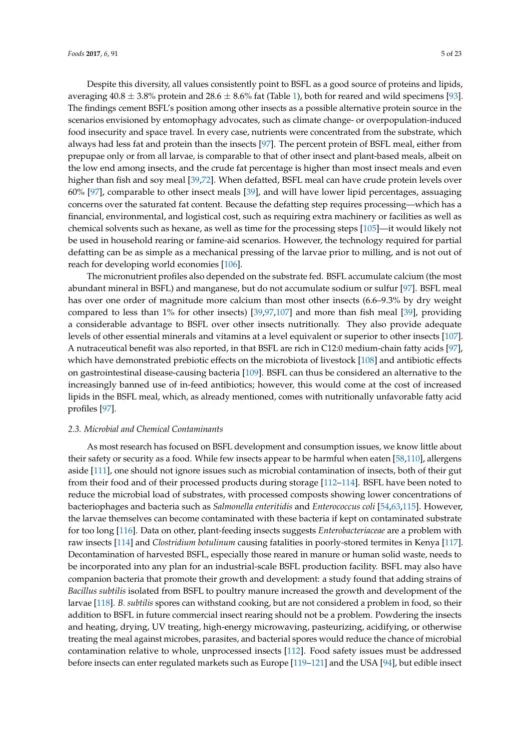Despite this diversity, all values consistently point to BSFL as a good source of proteins and lipids, averaging 40.8 ± 3.8% protein and 28.6 ± 8.6% fat (Table 1), both for reared and wild specimens [93]. The findings cement BSFL's position among other insects as a possible alternative protein source in the scenarios envisioned by entomophagy advocates, such as climate change- or overpopulation-induced food insecurity and space travel. In every case, nutrients were concentrated from the substrate, which always had less fat and protein than the insects [97]. The percent protein of BSFL meal, either from prepupae only or from all larvae, is comparable to that of other insect and plant-based meals, albeit on the low end among insects, and the crude fat percentage is higher than most insect meals and even higher than fish and soy meal [39,72]. When defatted, BSFL meal can have crude protein levels over 60% [97], comparable to other insect meals [39], and will have lower lipid percentages, assuaging concerns over the saturated fat content. Because the defatting step requires processing—which has a financial, environmental, and logistical cost, such as requiring extra machinery or facilities as well as chemical solvents such as hexane, as well as time for the processing steps [105]—it would likely not be used in household rearing or famine-aid scenarios. However, the technology required for partial defatting can be as simple as a mechanical pressing of the larvae prior to milling, and is not out of reach for developing world economies [106].

The micronutrient profiles also depended on the substrate fed. BSFL accumulate calcium (the most abundant mineral in BSFL) and manganese, but do not accumulate sodium or sulfur [97]. BSFL meal has over one order of magnitude more calcium than most other insects (6.6–9.3% by dry weight compared to less than 1% for other insects) [39,97,107] and more than fish meal [39], providing a considerable advantage to BSFL over other insects nutritionally. They also provide adequate levels of other essential minerals and vitamins at a level equivalent or superior to other insects [107]. A nutraceutical benefit was also reported, in that BSFL are rich in C12:0 medium-chain fatty acids [97], which have demonstrated prebiotic effects on the microbiota of livestock [108] and antibiotic effects on gastrointestinal disease-causing bacteria [109]. BSFL can thus be considered an alternative to the increasingly banned use of in-feed antibiotics; however, this would come at the cost of increased lipids in the BSFL meal, which, as already mentioned, comes with nutritionally unfavorable fatty acid profiles [97].

### 2.3. Microbial and Chemical Contaminants

As most research has focused on BSFL development and consumption issues, we know little about their safety or security as a food. While few insects appear to be harmful when eaten [58,110], allergens aside [111], one should not ignore issues such as microbial contamination of insects, both of their gut from their food and of their processed products during storage [112–114]. BSFL have been noted to reduce the microbial load of substrates, with processed composts showing lower concentrations of bacteriophages and bacteria such as *Salmonella enteritidis* and *Enterococcus coli* [54,63,115]. However, the larvae themselves can become contaminated with these bacteria if kept on contaminated substrate for too long [116]. Data on other, plant-feeding insects suggests *Enterobacteriaceae* are a problem with raw insects [114] and *Clostridium botulinum* causing fatalities in poorly-stored termites in Kenya [117]. Decontamination of harvested BSFL, especially those reared in manure or human solid waste, needs to be incorporated into any plan for an industrial-scale BSFL production facility. BSFL may also have companion bacteria that promote their growth and development: a study found that adding strains of *Bacillus subtilis* isolated from BSFL to poultry manure increased the growth and development of the larvae [118]. *B. subtilis* spores can withstand cooking, but are not considered a problem in food, so their addition to BSFL in future commercial insect rearing should not be a problem. Powdering the insects and heating, drying, UV treating, high-energy microwaving, pasteurizing, acidifying, or otherwise treating the meal against microbes, parasites, and bacterial spores would reduce the chance of microbial contamination relative to whole, unprocessed insects [112]. Food safety issues must be addressed before insects can enter regulated markets such as Europe [119–121] and the USA [94], but edible insect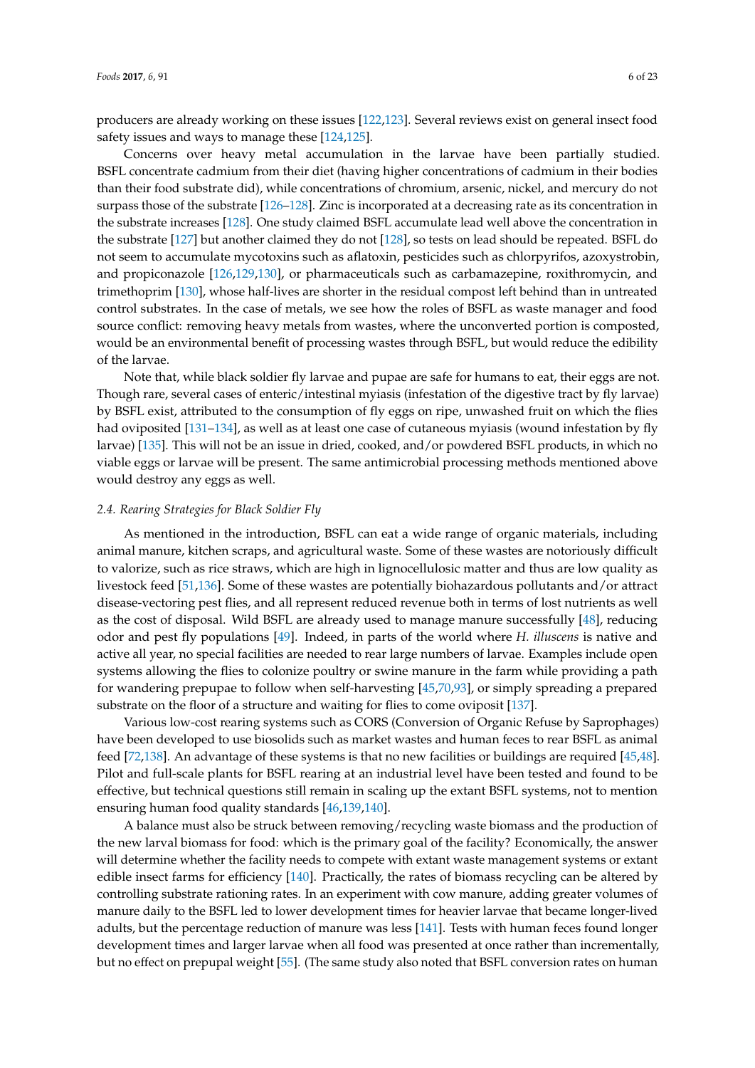producers are already working on these issues [122,123]. Several reviews exist on general insect food safety issues and ways to manage these [124,125].

Concerns over heavy metal accumulation in the larvae have been partially studied. BSFL concentrate cadmium from their diet (having higher concentrations of cadmium in their bodies than their food substrate did), while concentrations of chromium, arsenic, nickel, and mercury do not surpass those of the substrate [126–128]. Zinc is incorporated at a decreasing rate as its concentration in the substrate increases [128]. One study claimed BSFL accumulate lead well above the concentration in the substrate [127] but another claimed they do not [128], so tests on lead should be repeated. BSFL do not seem to accumulate mycotoxins such as aflatoxin, pesticides such as chlorpyrifos, azoxystrobin, and propiconazole [126,129,130], or pharmaceuticals such as carbamazepine, roxithromycin, and trimethoprim [130], whose half-lives are shorter in the residual compost left behind than in untreated control substrates. In the case of metals, we see how the roles of BSFL as waste manager and food source conflict: removing heavy metals from wastes, where the unconverted portion is composted, would be an environmental benefit of processing wastes through BSFL, but would reduce the edibility of the larvae.

Note that, while black soldier fly larvae and pupae are safe for humans to eat, their eggs are not. Though rare, several cases of enteric/intestinal myiasis (infestation of the digestive tract by fly larvae) by BSFL exist, attributed to the consumption of fly eggs on ripe, unwashed fruit on which the flies had oviposited [131–134], as well as at least one case of cutaneous myiasis (wound infestation by fly larvae) [135]. This will not be an issue in dried, cooked, and/or powdered BSFL products, in which no viable eggs or larvae will be present. The same antimicrobial processing methods mentioned above would destroy any eggs as well.

### 2.4. Rearing Strategies for Black Soldier Fly

As mentioned in the introduction, BSFL can eat a wide range of organic materials, including animal manure, kitchen scraps, and agricultural waste. Some of these wastes are notoriously difficult to valorize, such as rice straws, which are high in lignocellulosic matter and thus are low quality as livestock feed [51,136]. Some of these wastes are potentially biohazardous pollutants and/or attract disease-vectoring pest flies, and all represent reduced revenue both in terms of lost nutrients as well as the cost of disposal. Wild BSFL are already used to manage manure successfully [48], reducing odor and pest fly populations [49]. Indeed, in parts of the world where *H. illuscens* is native and active all year, no special facilities are needed to rear large numbers of larvae. Examples include open systems allowing the flies to colonize poultry or swine manure in the farm while providing a path for wandering prepupae to follow when self-harvesting [45,70,93], or simply spreading a prepared substrate on the floor of a structure and waiting for flies to come oviposit [137].

Various low-cost rearing systems such as CORS (Conversion of Organic Refuse by Saprophages) have been developed to use biosolids such as market wastes and human feces to rear BSFL as animal feed [72,138]. An advantage of these systems is that no new facilities or buildings are required [45,48]. Pilot and full-scale plants for BSFL rearing at an industrial level have been tested and found to be effective, but technical questions still remain in scaling up the extant BSFL systems, not to mention ensuring human food quality standards [46,139,140].

A balance must also be struck between removing/recycling waste biomass and the production of the new larval biomass for food: which is the primary goal of the facility? Economically, the answer will determine whether the facility needs to compete with extant waste management systems or extant edible insect farms for efficiency [140]. Practically, the rates of biomass recycling can be altered by controlling substrate rationing rates. In an experiment with cow manure, adding greater volumes of manure daily to the BSFL led to lower development times for heavier larvae that became longer-lived adults, but the percentage reduction of manure was less [141]. Tests with human feces found longer development times and larger larvae when all food was presented at once rather than incrementally, but no effect on prepupal weight [55]. (The same study also noted that BSFL conversion rates on human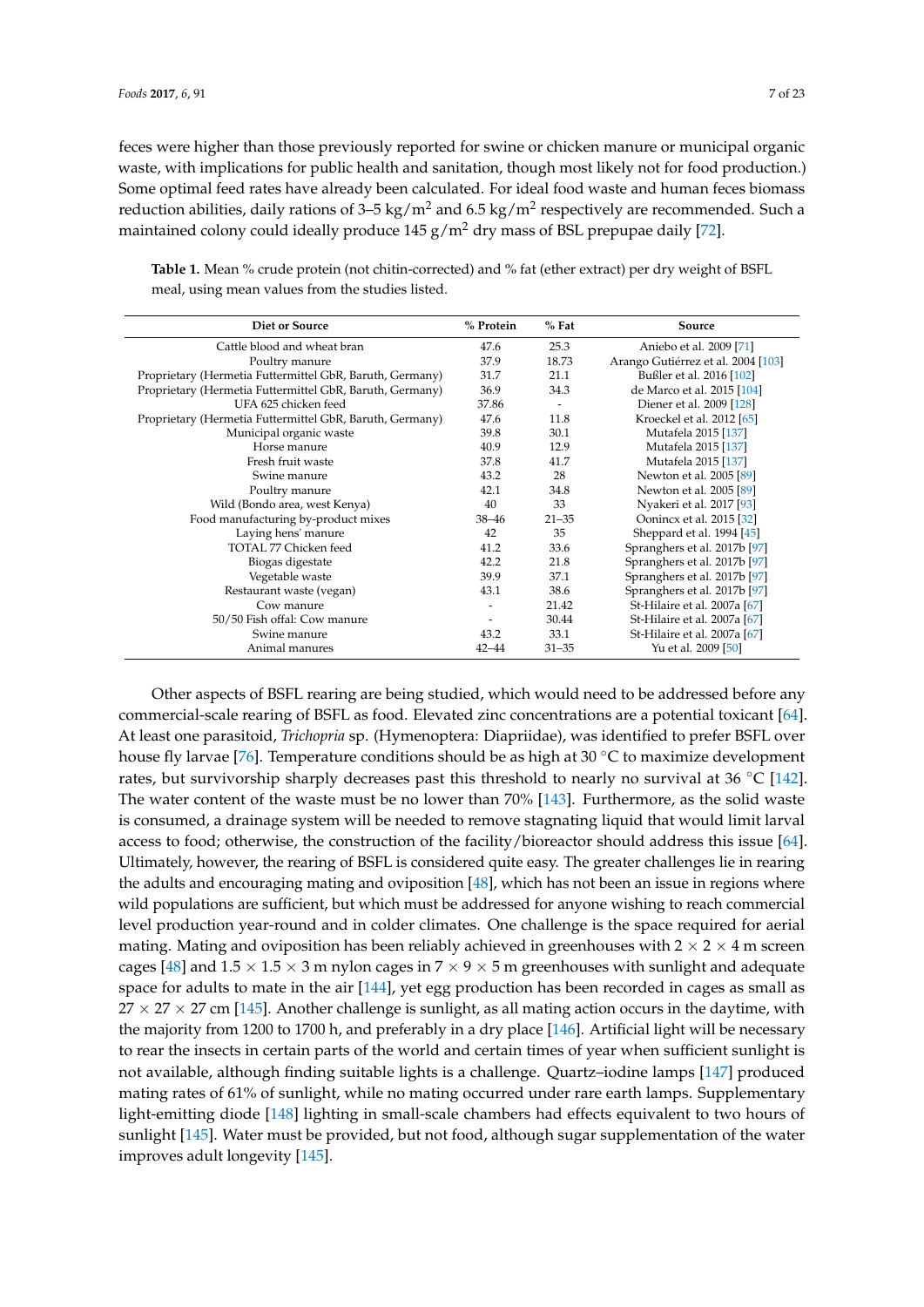feces were higher than those previously reported for swine or chicken manure or municipal organic waste, with implications for public health and sanitation, though most likely not for food production.) Some optimal feed rates have already been calculated. For ideal food waste and human feces biomass reduction abilities, daily rations of 3–5 $kg/m^2$ and 6.5 $kg/m^2$ respectively are recommended. Such a maintained colony could ideally produce 145 $g/m^2$ dry mass of BSL prepupae daily [72].

**Table 1.** Mean % crude protein (not chitin-corrected) and % fat (ether extract) per dry weight of BSFL meal, using mean values from the studies listed.

| Diet or Source | % Protein | % Fat | Source |
|---|---|---|---|
| Cattle blood and wheat bran | 47.6 | 25.3 | Aniebo et al. 2009 [71] |
| Poultry manure | 37.9 | 18.73 | Arango Gutiérrez et al. 2004 [103] |
| Proprietary (Hermetia Futtermittel GbR, Baruth, Germany) | 31.7 | 21.1 | Bußler et al. 2016 [102] |
| Proprietary (Hermetia Futtermittel GbR, Baruth, Germany) | 36.9 | 34.3 | de Marco et al. 2015 [104] |
| UFA 625 chicken feed | 37.86 | - | Diener et al. 2009 [128] |
| Proprietary (Hermetia Futtermittel GbR, Baruth, Germany) | 47.6 | 11.8 | Kroeckel et al. 2012 [65] |
| Municipal organic waste | 39.8 | 30.1 | Mutafela 2015 [137] |
| Horse manure | 40.9 | 12.9 | Mutafela 2015 [137] |
| Fresh fruit waste | 37.8 | 41.7 | Mutafela 2015 [137] |
| Swine manure | 43.2 | 28 | Newton et al. 2005 [89] |
| Poultry manure | 42.1 | 34.8 | Newton et al. 2005 [89] |
| Wild (Bondo area, west Kenya) | 40 | 33 | Nyakeri et al. 2017 [93] |
| Food manufacturing by-product mixes | 38–46 | 21–35 | Oonincx et al. 2015 [32] |
| Laying hens' manure | 42 | 35 | Sheppard et al. 1994 [45] |
| TOTAL 77 Chicken feed | 41.2 | 33.6 | Spranghers et al. 2017b [97] |
| Biogas digestate | 42.2 | 21.8 | Spranghers et al. 2017b [97] |
| Vegetable waste | 39.9 | 37.1 | Spranghers et al. 2017b [97] |
| Restaurant waste (vegan) | 43.1 | 38.6 | Spranghers et al. 2017b [97] |
| Cow manure | - | 21.42 | St-Hilaire et al. 2007a [67] |
| 50/50 Fish offal: Cow manure | - | 30.44 | St-Hilaire et al. 2007a [67] |
| Swine manure | 43.2 | 33.1 | St-Hilaire et al. 2007a [67] |
| Animal manures | 42–44 | 31–35 | Yu et al. 2009 [50] |

Other aspects of BSFL rearing are being studied, which would need to be addressed before any commercial-scale rearing of BSFL as food. Elevated zinc concentrations are a potential toxicant [64]. At least one parasitoid, *Trichopria* sp. (Hymenoptera: Diapriidae), was identified to prefer BSFL over house fly larvae [76]. Temperature conditions should be as high at 30 °C to maximize development rates, but survivorship sharply decreases past this threshold to nearly no survival at 36 °C [142]. The water content of the waste must be no lower than 70% [143]. Furthermore, as the solid waste is consumed, a drainage system will be needed to remove stagnating liquid that would limit larval access to food; otherwise, the construction of the facility/bioreactor should address this issue [64]. Ultimately, however, the rearing of BSFL is considered quite easy. The greater challenges lie in rearing the adults and encouraging mating and oviposition [48], which has not been an issue in regions where wild populations are sufficient, but which must be addressed for anyone wishing to reach commercial level production year-round and in colder climates. One challenge is the space required for aerial mating. Mating and oviposition has been reliably achieved in greenhouses with 2 × 2 × 4 m screen cages [48] and 1.5 × 1.5 × 3 m nylon cages in 7 × 9 × 5 m greenhouses with sunlight and adequate space for adults to mate in the air [144], yet egg production has been recorded in cages as small as 27 × 27 × 27 cm [145]. Another challenge is sunlight, as all mating action occurs in the daytime, with the majority from 1200 to 1700 h, and preferably in a dry place [146]. Artificial light will be necessary to rear the insects in certain parts of the world and certain times of year when sufficient sunlight is not available, although finding suitable lights is a challenge. Quartz–iodine lamps [147] produced mating rates of 61% of sunlight, while no mating occurred under rare earth lamps. Supplementary light-emitting diode [148] lighting in small-scale chambers had effects equivalent to two hours of sunlight [145]. Water must be provided, but not food, although sugar supplementation of the water improves adult longevity [145].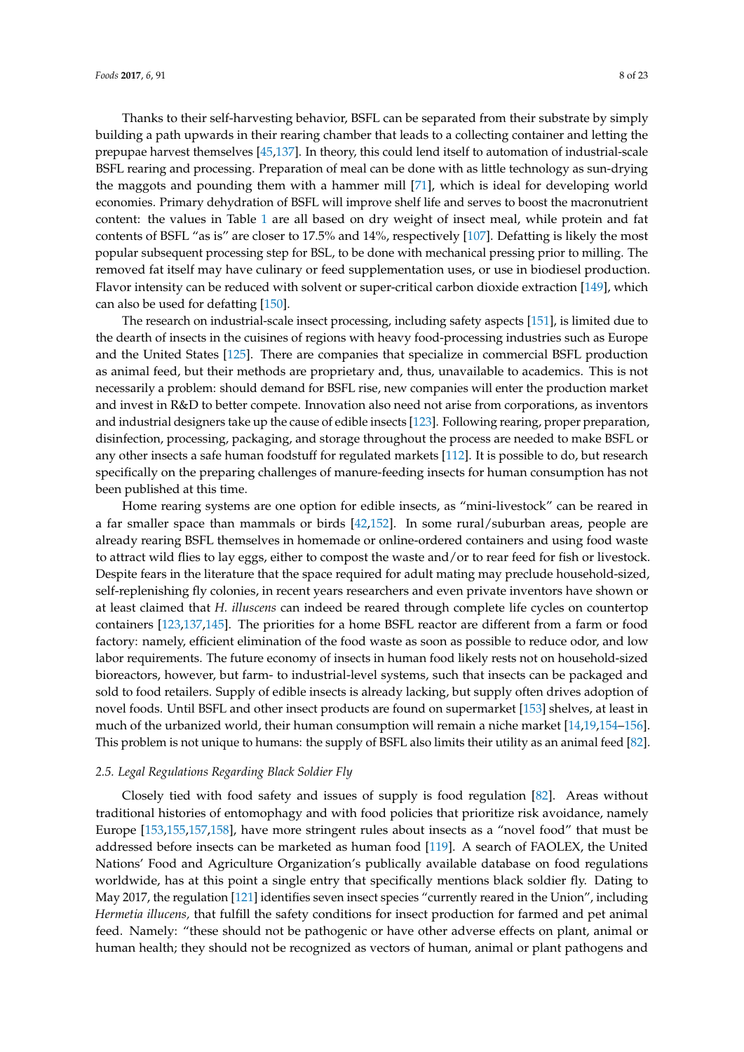Thanks to their self-harvesting behavior, BSFL can be separated from their substrate by simply building a path upwards in their rearing chamber that leads to a collecting container and letting the prepupae harvest themselves [45,137]. In theory, this could lend itself to automation of industrial-scale BSFL rearing and processing. Preparation of meal can be done with as little technology as sun-drying the maggots and pounding them with a hammer mill [71], which is ideal for developing world economies. Primary dehydration of BSFL will improve shelf life and serves to boost the macronutrient content: the values in Table 1 are all based on dry weight of insect meal, while protein and fat contents of BSFL "as is" are closer to 17.5% and 14%, respectively [107]. Defatting is likely the most popular subsequent processing step for BSL, to be done with mechanical pressing prior to milling. The removed fat itself may have culinary or feed supplementation uses, or use in biodiesel production. Flavor intensity can be reduced with solvent or super-critical carbon dioxide extraction [149], which can also be used for defatting [150].

The research on industrial-scale insect processing, including safety aspects [151], is limited due to the dearth of insects in the cuisines of regions with heavy food-processing industries such as Europe and the United States [125]. There are companies that specialize in commercial BSFL production as animal feed, but their methods are proprietary and, thus, unavailable to academics. This is not necessarily a problem: should demand for BSFL rise, new companies will enter the production market and invest in R&D to better compete. Innovation also need not arise from corporations, as inventors and industrial designers take up the cause of edible insects [123]. Following rearing, proper preparation, disinfection, processing, packaging, and storage throughout the process are needed to make BSFL or any other insects a safe human foodstuff for regulated markets [112]. It is possible to do, but research specifically on the preparing challenges of manure-feeding insects for human consumption has not been published at this time.

Home rearing systems are one option for edible insects, as "mini-livestock" can be reared in a far smaller space than mammals or birds [42,152]. In some rural/suburban areas, people are already rearing BSFL themselves in homemade or online-ordered containers and using food waste to attract wild flies to lay eggs, either to compost the waste and/or to rear feed for fish or livestock. Despite fears in the literature that the space required for adult mating may preclude household-sized, self-replenishing fly colonies, in recent years researchers and even private inventors have shown or at least claimed that *H. illuscens* can indeed be reared through complete life cycles on countertop containers [123,137,145]. The priorities for a home BSFL reactor are different from a farm or food factory: namely, efficient elimination of the food waste as soon as possible to reduce odor, and low labor requirements. The future economy of insects in human food likely rests not on household-sized bioreactors, however, but farm- to industrial-level systems, such that insects can be packaged and sold to food retailers. Supply of edible insects is already lacking, but supply often drives adoption of novel foods. Until BSFL and other insect products are found on supermarket [153] shelves, at least in much of the urbanized world, their human consumption will remain a niche market [14,19,154–156]. This problem is not unique to humans: the supply of BSFL also limits their utility as an animal feed [82].

### *2.5. Legal Regulations Regarding Black Soldier Fly*

Closely tied with food safety and issues of supply is food regulation [82]. Areas without traditional histories of entomophagy and with food policies that prioritize risk avoidance, namely Europe [153,155,157,158], have more stringent rules about insects as a "novel food" that must be addressed before insects can be marketed as human food [119]. A search of FAOLEX, the United Nations' Food and Agriculture Organization's publically available database on food regulations worldwide, has at this point a single entry that specifically mentions black soldier fly. Dating to May 2017, the regulation [121] identifies seven insect species "currently reared in the Union", including *Hermetia illucens,* that fulfill the safety conditions for insect production for farmed and pet animal feed. Namely: "these should not be pathogenic or have other adverse effects on plant, animal or human health; they should not be recognized as vectors of human, animal or plant pathogens and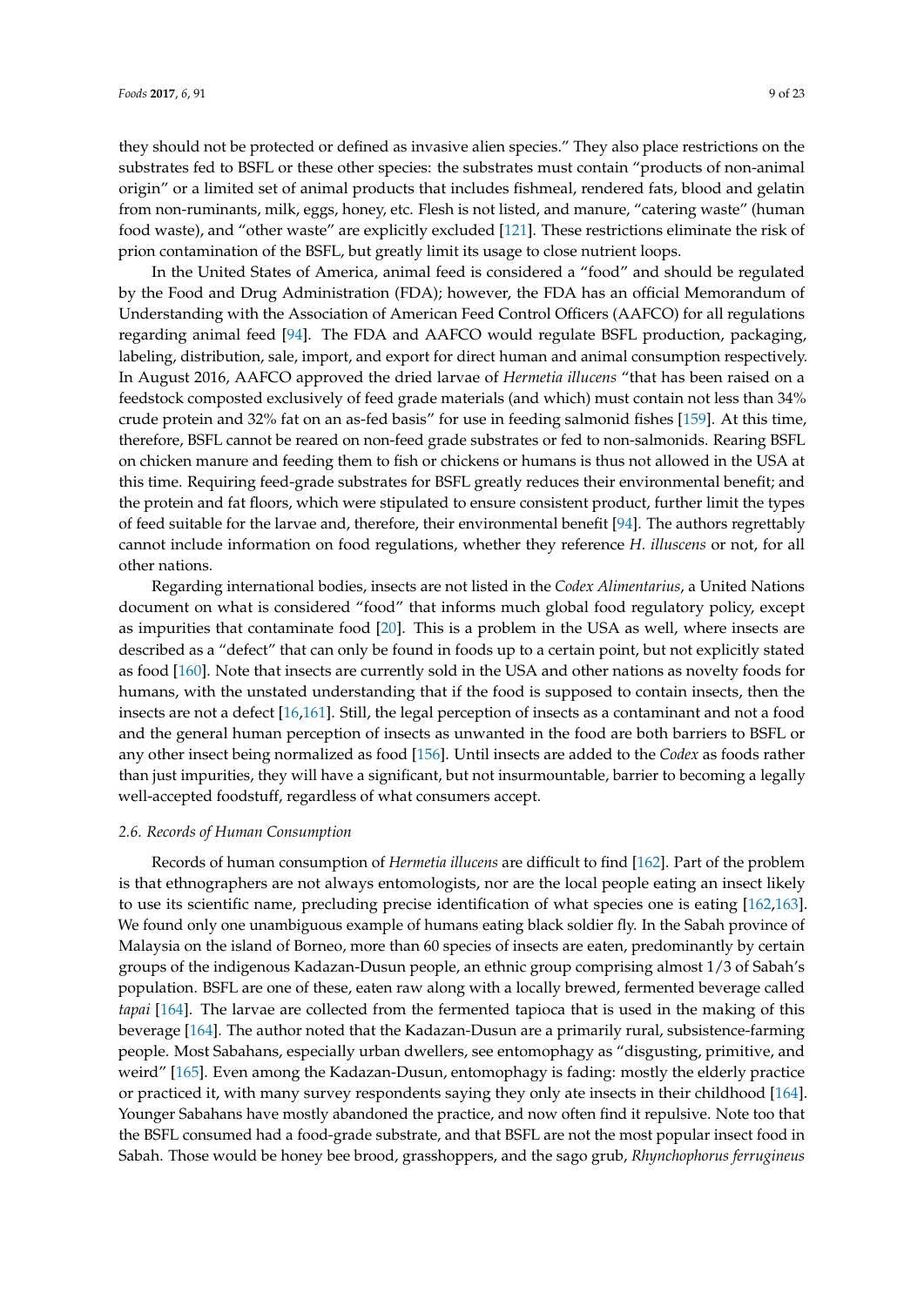they should not be protected or defined as invasive alien species." They also place restrictions on the substrates fed to BSFL or these other species: the substrates must contain "products of non-animal origin" or a limited set of animal products that includes fishmeal, rendered fats, blood and gelatin from non-ruminants, milk, eggs, honey, etc. Flesh is not listed, and manure, "catering waste" (human food waste), and "other waste" are explicitly excluded [121]. These restrictions eliminate the risk of prion contamination of the BSFL, but greatly limit its usage to close nutrient loops.

In the United States of America, animal feed is considered a "food" and should be regulated by the Food and Drug Administration (FDA); however, the FDA has an official Memorandum of Understanding with the Association of American Feed Control Officers (AAFCO) for all regulations regarding animal feed [94]. The FDA and AAFCO would regulate BSFL production, packaging, labeling, distribution, sale, import, and export for direct human and animal consumption respectively. In August 2016, AAFCO approved the dried larvae of *Hermetia illucens* "that has been raised on a feedstock composted exclusively of feed grade materials (and which) must contain not less than 34% crude protein and 32% fat on an as-fed basis" for use in feeding salmonid fishes [159]. At this time, therefore, BSFL cannot be reared on non-feed grade substrates or fed to non-salmonids. Rearing BSFL on chicken manure and feeding them to fish or chickens or humans is thus not allowed in the USA at this time. Requiring feed-grade substrates for BSFL greatly reduces their environmental benefit; and the protein and fat floors, which were stipulated to ensure consistent product, further limit the types of feed suitable for the larvae and, therefore, their environmental benefit [94]. The authors regrettably cannot include information on food regulations, whether they reference *H. illuscens* or not, for all other nations.

Regarding international bodies, insects are not listed in the *Codex Alimentarius*, a United Nations document on what is considered "food" that informs much global food regulatory policy, except as impurities that contaminate food [20]. This is a problem in the USA as well, where insects are described as a "defect" that can only be found in foods up to a certain point, but not explicitly stated as food [160]. Note that insects are currently sold in the USA and other nations as novelty foods for humans, with the unstated understanding that if the food is supposed to contain insects, then the insects are not a defect [16,161]. Still, the legal perception of insects as a contaminant and not a food and the general human perception of insects as unwanted in the food are both barriers to BSFL or any other insect being normalized as food [156]. Until insects are added to the *Codex* as foods rather than just impurities, they will have a significant, but not insurmountable, barrier to becoming a legally well-accepted foodstuff, regardless of what consumers accept.

### *2.6. Records of Human Consumption*

Records of human consumption of *Hermetia illucens* are difficult to find [162]. Part of the problem is that ethnographers are not always entomologists, nor are the local people eating an insect likely to use its scientific name, precluding precise identification of what species one is eating [162,163]. We found only one unambiguous example of humans eating black soldier fly. In the Sabah province of Malaysia on the island of Borneo, more than 60 species of insects are eaten, predominantly by certain groups of the indigenous Kadazan-Dusun people, an ethnic group comprising almost 1/3 of Sabah's population. BSFL are one of these, eaten raw along with a locally brewed, fermented beverage called *tapai* [164]. The larvae are collected from the fermented tapioca that is used in the making of this beverage [164]. The author noted that the Kadazan-Dusun are a primarily rural, subsistence-farming people. Most Sabahans, especially urban dwellers, see entomophagy as "disgusting, primitive, and weird" [165]. Even among the Kadazan-Dusun, entomophagy is fading: mostly the elderly practice or practiced it, with many survey respondents saying they only ate insects in their childhood [164]. Younger Sabahans have mostly abandoned the practice, and now often find it repulsive. Note too that the BSFL consumed had a food-grade substrate, and that BSFL are not the most popular insect food in Sabah. Those would be honey bee brood, grasshoppers, and the sago grub, *Rhynchophorus ferrugineus*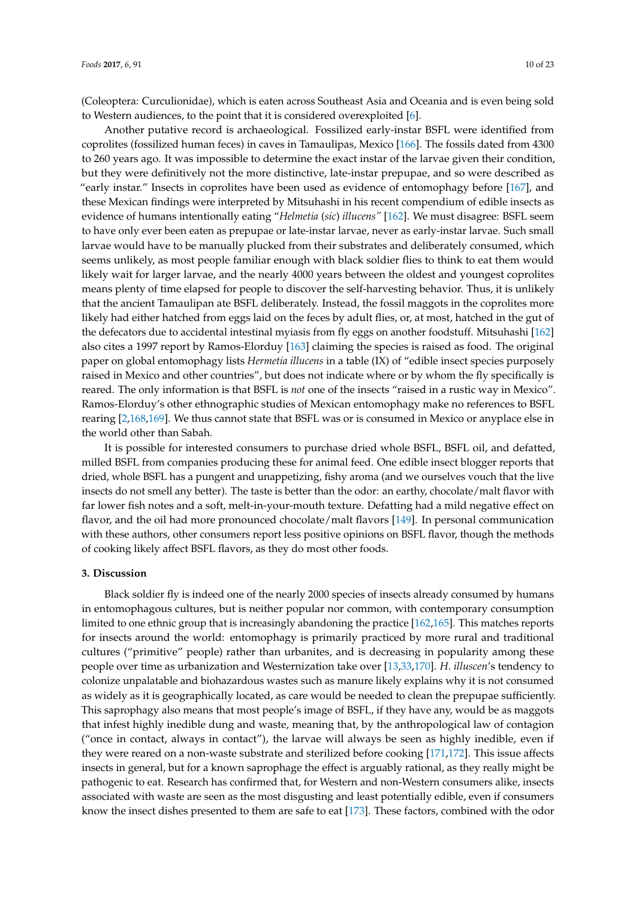(Coleoptera: Curculionidae), which is eaten across Southeast Asia and Oceania and is even being sold to Western audiences, to the point that it is considered overexploited [6].

Another putative record is archaeological. Fossilized early-instar BSFL were identified from coprolites (fossilized human feces) in caves in Tamaulipas, Mexico [166]. The fossils dated from 4300 to 260 years ago. It was impossible to determine the exact instar of the larvae given their condition, but they were definitively not the more distinctive, late-instar prepupae, and so were described as "early instar." Insects in coprolites have been used as evidence of entomophagy before [167], and these Mexican findings were interpreted by Mitsuhashi in his recent compendium of edible insects as evidence of humans intentionally eating "*Helmetia* (*sic*) *illucens*" [162]. We must disagree: BSFL seem to have only ever been eaten as prepupae or late-instar larvae, never as early-instar larvae. Such small larvae would have to be manually plucked from their substrates and deliberately consumed, which seems unlikely, as most people familiar enough with black soldier flies to think to eat them would likely wait for larger larvae, and the nearly 4000 years between the oldest and youngest coprolites means plenty of time elapsed for people to discover the self-harvesting behavior. Thus, it is unlikely that the ancient Tamaulipan ate BSFL deliberately. Instead, the fossil maggots in the coprolites more likely had either hatched from eggs laid on the feces by adult flies, or, at most, hatched in the gut of the defecators due to accidental intestinal myiasis from fly eggs on another foodstuff. Mitsuhashi [162] also cites a 1997 report by Ramos-Elorduy [163] claiming the species is raised as food. The original paper on global entomophagy lists *Hermetia illucens* in a table (IX) of "edible insect species purposely raised in Mexico and other countries", but does not indicate where or by whom the fly specifically is reared. The only information is that BSFL is *not* one of the insects "raised in a rustic way in Mexico". Ramos-Elorduy's other ethnographic studies of Mexican entomophagy make no references to BSFL rearing [2,168,169]. We thus cannot state that BSFL was or is consumed in Mexico or anyplace else in the world other than Sabah.

It is possible for interested consumers to purchase dried whole BSFL, BSFL oil, and defatted, milled BSFL from companies producing these for animal feed. One edible insect blogger reports that dried, whole BSFL has a pungent and unappetizing, fishy aroma (and we ourselves vouch that the live insects do not smell any better). The taste is better than the odor: an earthy, chocolate/malt flavor with far lower fish notes and a soft, melt-in-your-mouth texture. Defatting had a mild negative effect on flavor, and the oil had more pronounced chocolate/malt flavors [149]. In personal communication with these authors, other consumers report less positive opinions on BSFL flavor, though the methods of cooking likely affect BSFL flavors, as they do most other foods.

## 3. Discussion

Black soldier fly is indeed one of the nearly 2000 species of insects already consumed by humans in entomophagous cultures, but is neither popular nor common, with contemporary consumption limited to one ethnic group that is increasingly abandoning the practice [162,165]. This matches reports for insects around the world: entomophagy is primarily practiced by more rural and traditional cultures ("primitive" people) rather than urbanites, and is decreasing in popularity among these people over time as urbanization and Westernization take over [13,33,170]. *H. illuscen*'s tendency to colonize unpalatable and biohazardous wastes such as manure likely explains why it is not consumed as widely as it is geographically located, as care would be needed to clean the prepupae sufficiently. This saprophagy also means that most people's image of BSFL, if they have any, would be as maggots that infest highly inedible dung and waste, meaning that, by the anthropological law of contagion ("once in contact, always in contact"), the larvae will always be seen as highly inedible, even if they were reared on a non-waste substrate and sterilized before cooking [171,172]. This issue affects insects in general, but for a known saprophage the effect is arguably rational, as they really might be pathogenic to eat. Research has confirmed that, for Western and non-Western consumers alike, insects associated with waste are seen as the most disgusting and least potentially edible, even if consumers know the insect dishes presented to them are safe to eat [173]. These factors, combined with the odor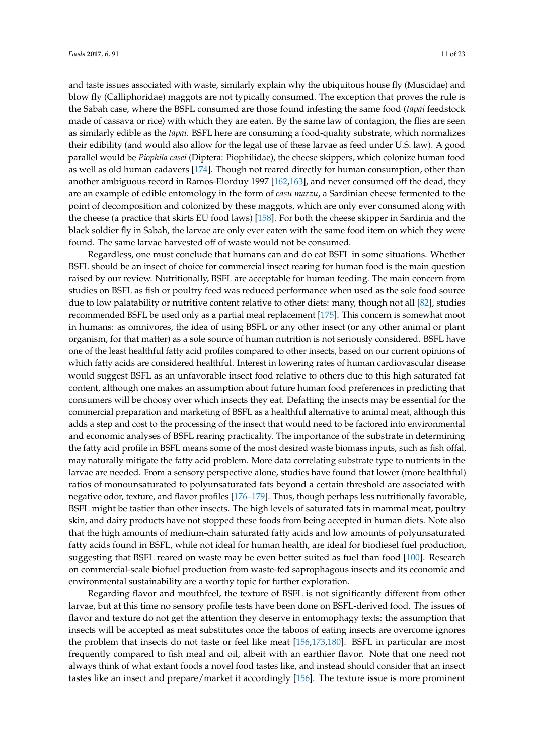and taste issues associated with waste, similarly explain why the ubiquitous house fly (Muscidae) and blow fly (Calliphoridae) maggots are not typically consumed. The exception that proves the rule is the Sabah case, where the BSFL consumed are those found infesting the same food (*tapai* feedstock made of cassava or rice) with which they are eaten. By the same law of contagion, the flies are seen as similarly edible as the *tapai*. BSFL here are consuming a food-quality substrate, which normalizes their edibility (and would also allow for the legal use of these larvae as feed under U.S. law). A good parallel would be *Piophila casei* (Diptera: Piophilidae), the cheese skippers, which colonize human food as well as old human cadavers [174]. Though not reared directly for human consumption, other than another ambiguous record in Ramos-Elorduy 1997 [162,163], and never consumed off the dead, they are an example of edible entomology in the form of *casu marzu*, a Sardinian cheese fermented to the point of decomposition and colonized by these maggots, which are only ever consumed along with the cheese (a practice that skirts EU food laws) [158]. For both the cheese skipper in Sardinia and the black soldier fly in Sabah, the larvae are only ever eaten with the same food item on which they were found. The same larvae harvested off of waste would not be consumed.

Regardless, one must conclude that humans can and do eat BSFL in some situations. Whether BSFL should be an insect of choice for commercial insect rearing for human food is the main question raised by our review. Nutritionally, BSFL are acceptable for human feeding. The main concern from studies on BSFL as fish or poultry feed was reduced performance when used as the sole food source due to low palatability or nutritive content relative to other diets: many, though not all [82], studies recommended BSFL be used only as a partial meal replacement [175]. This concern is somewhat moot in humans: as omnivores, the idea of using BSFL or any other insect (or any other animal or plant organism, for that matter) as a sole source of human nutrition is not seriously considered. BSFL have one of the least healthful fatty acid profiles compared to other insects, based on our current opinions of which fatty acids are considered healthful. Interest in lowering rates of human cardiovascular disease would suggest BSFL as an unfavorable insect food relative to others due to this high saturated fat content, although one makes an assumption about future human food preferences in predicting that consumers will be choosy over which insects they eat. Defatting the insects may be essential for the commercial preparation and marketing of BSFL as a healthful alternative to animal meat, although this adds a step and cost to the processing of the insect that would need to be factored into environmental and economic analyses of BSFL rearing practicality. The importance of the substrate in determining the fatty acid profile in BSFL means some of the most desired waste biomass inputs, such as fish offal, may naturally mitigate the fatty acid problem. More data correlating substrate type to nutrients in the larvae are needed. From a sensory perspective alone, studies have found that lower (more healthful) ratios of monounsaturated to polyunsaturated fats beyond a certain threshold are associated with negative odor, texture, and flavor profiles [176–179]. Thus, though perhaps less nutritionally favorable, BSFL might be tastier than other insects. The high levels of saturated fats in mammal meat, poultry skin, and dairy products have not stopped these foods from being accepted in human diets. Note also that the high amounts of medium-chain saturated fatty acids and low amounts of polyunsaturated fatty acids found in BSFL, while not ideal for human health, are ideal for biodiesel fuel production, suggesting that BSFL reared on waste may be even better suited as fuel than food [100]. Research on commercial-scale biofuel production from waste-fed saprophagous insects and its economic and environmental sustainability are a worthy topic for further exploration.

Regarding flavor and mouthfeel, the texture of BSFL is not significantly different from other larvae, but at this time no sensory profile tests have been done on BSFL-derived food. The issues of flavor and texture do not get the attention they deserve in entomophagy texts: the assumption that insects will be accepted as meat substitutes once the taboos of eating insects are overcome ignores the problem that insects do not taste or feel like meat [156,173,180]. BSFL in particular are most frequently compared to fish meal and oil, albeit with an earthier flavor. Note that one need not always think of what extant foods a novel food tastes like, and instead should consider that an insect tastes like an insect and prepare/market it accordingly [156]. The texture issue is more prominent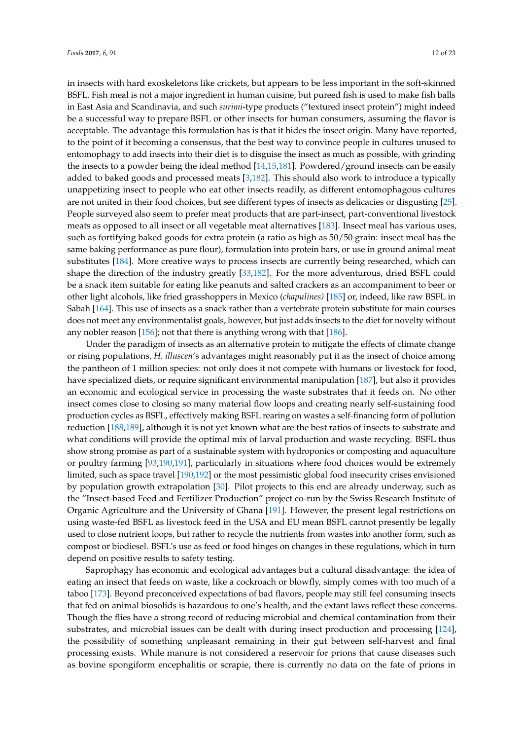in insects with hard exoskeletons like crickets, but appears to be less important in the soft-skinned BSFL. Fish meal is not a major ingredient in human cuisine, but pureed fish is used to make fish balls in East Asia and Scandinavia, and such *surimi*-type products ("textured insect protein") might indeed be a successful way to prepare BSFL or other insects for human consumers, assuming the flavor is acceptable. The advantage this formulation has is that it hides the insect origin. Many have reported, to the point of it becoming a consensus, that the best way to convince people in cultures unused to entomophagy to add insects into their diet is to disguise the insect as much as possible, with grinding the insects to a powder being the ideal method [14,15,181]. Powdered/ground insects can be easily added to baked goods and processed meats [3,182]. This should also work to introduce a typically unappetizing insect to people who eat other insects readily, as different entomophagous cultures are not united in their food choices, but see different types of insects as delicacies or disgusting [25]. People surveyed also seem to prefer meat products that are part-insect, part-conventional livestock meats as opposed to all insect or all vegetable meat alternatives [183]. Insect meal has various uses, such as fortifying baked goods for extra protein (a ratio as high as 50/50 grain: insect meal has the same baking performance as pure flour), formulation into protein bars, or use in ground animal meat substitutes [184]. More creative ways to process insects are currently being researched, which can shape the direction of the industry greatly [33,182]. For the more adventurous, dried BSFL could be a snack item suitable for eating like peanuts and salted crackers as an accompaniment to beer or other light alcohols, like fried grasshoppers in Mexico (*chapulines)* [185] or, indeed, like raw BSFL in Sabah [164]. This use of insects as a snack rather than a vertebrate protein substitute for main courses does not meet any environmentalist goals, however, but just adds insects to the diet for novelty without any nobler reason [156]; not that there is anything wrong with that [186].

Under the paradigm of insects as an alternative protein to mitigate the effects of climate change or rising populations, *H. illuscen*'s advantages might reasonably put it as the insect of choice among the pantheon of 1 million species: not only does it not compete with humans or livestock for food, have specialized diets, or require significant environmental manipulation [187], but also it provides an economic and ecological service in processing the waste substrates that it feeds on. No other insect comes close to closing so many material flow loops and creating nearly self-sustaining food production cycles as BSFL, effectively making BSFL rearing on wastes a self-financing form of pollution reduction [188,189], although it is not yet known what are the best ratios of insects to substrate and what conditions will provide the optimal mix of larval production and waste recycling. BSFL thus show strong promise as part of a sustainable system with hydroponics or composting and aquaculture or poultry farming [93,190,191], particularly in situations where food choices would be extremely limited, such as space travel [190,192] or the most pessimistic global food insecurity crises envisioned by population growth extrapolation [30]. Pilot projects to this end are already underway, such as the "Insect-based Feed and Fertilizer Production" project co-run by the Swiss Research Institute of Organic Agriculture and the University of Ghana [191]. However, the present legal restrictions on using waste-fed BSFL as livestock feed in the USA and EU mean BSFL cannot presently be legally used to close nutrient loops, but rather to recycle the nutrients from wastes into another form, such as compost or biodiesel. BSFL's use as feed or food hinges on changes in these regulations, which in turn depend on positive results to safety testing.

Saprophagy has economic and ecological advantages but a cultural disadvantage: the idea of eating an insect that feeds on waste, like a cockroach or blowfly, simply comes with too much of a taboo [173]. Beyond preconceived expectations of bad flavors, people may still feel consuming insects that fed on animal biosolids is hazardous to one's health, and the extant laws reflect these concerns. Though the flies have a strong record of reducing microbial and chemical contamination from their substrates, and microbial issues can be dealt with during insect production and processing [124], the possibility of something unpleasant remaining in their gut between self-harvest and final processing exists. While manure is not considered a reservoir for prions that cause diseases such as bovine spongiform encephalitis or scrapie, there is currently no data on the fate of prions in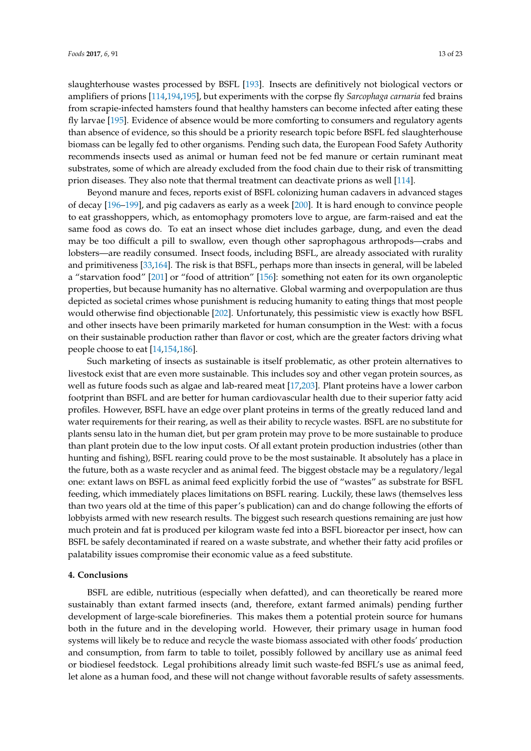slaughterhouse wastes processed by BSFL [193]. Insects are definitively not biological vectors or amplifiers of prions [114,194,195], but experiments with the corpse fly *Sarcophaga carnaria* fed brains from scrapie-infected hamsters found that healthy hamsters can become infected after eating these fly larvae [195]. Evidence of absence would be more comforting to consumers and regulatory agents than absence of evidence, so this should be a priority research topic before BSFL fed slaughterhouse biomass can be legally fed to other organisms. Pending such data, the European Food Safety Authority recommends insects used as animal or human feed not be fed manure or certain ruminant meat substrates, some of which are already excluded from the food chain due to their risk of transmitting prion diseases. They also note that thermal treatment can deactivate prions as well [114].

Beyond manure and feces, reports exist of BSFL colonizing human cadavers in advanced stages of decay [196–199], and pig cadavers as early as a week [200]. It is hard enough to convince people to eat grasshoppers, which, as entomophagy promoters love to argue, are farm-raised and eat the same food as cows do. To eat an insect whose diet includes garbage, dung, and even the dead may be too difficult a pill to swallow, even though other saprophagous arthropods—crabs and lobsters—are readily consumed. Insect foods, including BSFL, are already associated with rurality and primitiveness [33,164]. The risk is that BSFL, perhaps more than insects in general, will be labeled a "starvation food" [201] or "food of attrition" [156]: something not eaten for its own organoleptic properties, but because humanity has no alternative. Global warming and overpopulation are thus depicted as societal crimes whose punishment is reducing humanity to eating things that most people would otherwise find objectionable [202]. Unfortunately, this pessimistic view is exactly how BSFL and other insects have been primarily marketed for human consumption in the West: with a focus on their sustainable production rather than flavor or cost, which are the greater factors driving what people choose to eat [14,154,186].

Such marketing of insects as sustainable is itself problematic, as other protein alternatives to livestock exist that are even more sustainable. This includes soy and other vegan protein sources, as well as future foods such as algae and lab-reared meat [17,203]. Plant proteins have a lower carbon footprint than BSFL and are better for human cardiovascular health due to their superior fatty acid profiles. However, BSFL have an edge over plant proteins in terms of the greatly reduced land and water requirements for their rearing, as well as their ability to recycle wastes. BSFL are no substitute for plants sensu lato in the human diet, but per gram protein may prove to be more sustainable to produce than plant protein due to the low input costs. Of all extant protein production industries (other than hunting and fishing), BSFL rearing could prove to be the most sustainable. It absolutely has a place in the future, both as a waste recycler and as animal feed. The biggest obstacle may be a regulatory/legal one: extant laws on BSFL as animal feed explicitly forbid the use of "wastes" as substrate for BSFL feeding, which immediately places limitations on BSFL rearing. Luckily, these laws (themselves less than two years old at the time of this paper's publication) can and do change following the efforts of lobbyists armed with new research results. The biggest such research questions remaining are just how much protein and fat is produced per kilogram waste fed into a BSFL bioreactor per insect, how can BSFL be safely decontaminated if reared on a waste substrate, and whether their fatty acid profiles or palatability issues compromise their economic value as a feed substitute.

## 4. Conclusions

BSFL are edible, nutritious (especially when defatted), and can theoretically be reared more sustainably than extant farmed insects (and, therefore, extant farmed animals) pending further development of large-scale biorefineries. This makes them a potential protein source for humans both in the future and in the developing world. However, their primary usage in human food systems will likely be to reduce and recycle the waste biomass associated with other foods' production and consumption, from farm to table to toilet, possibly followed by ancillary use as animal feed or biodiesel feedstock. Legal prohibitions already limit such waste-fed BSFL's use as animal feed, let alone as a human food, and these will not change without favorable results of safety assessments.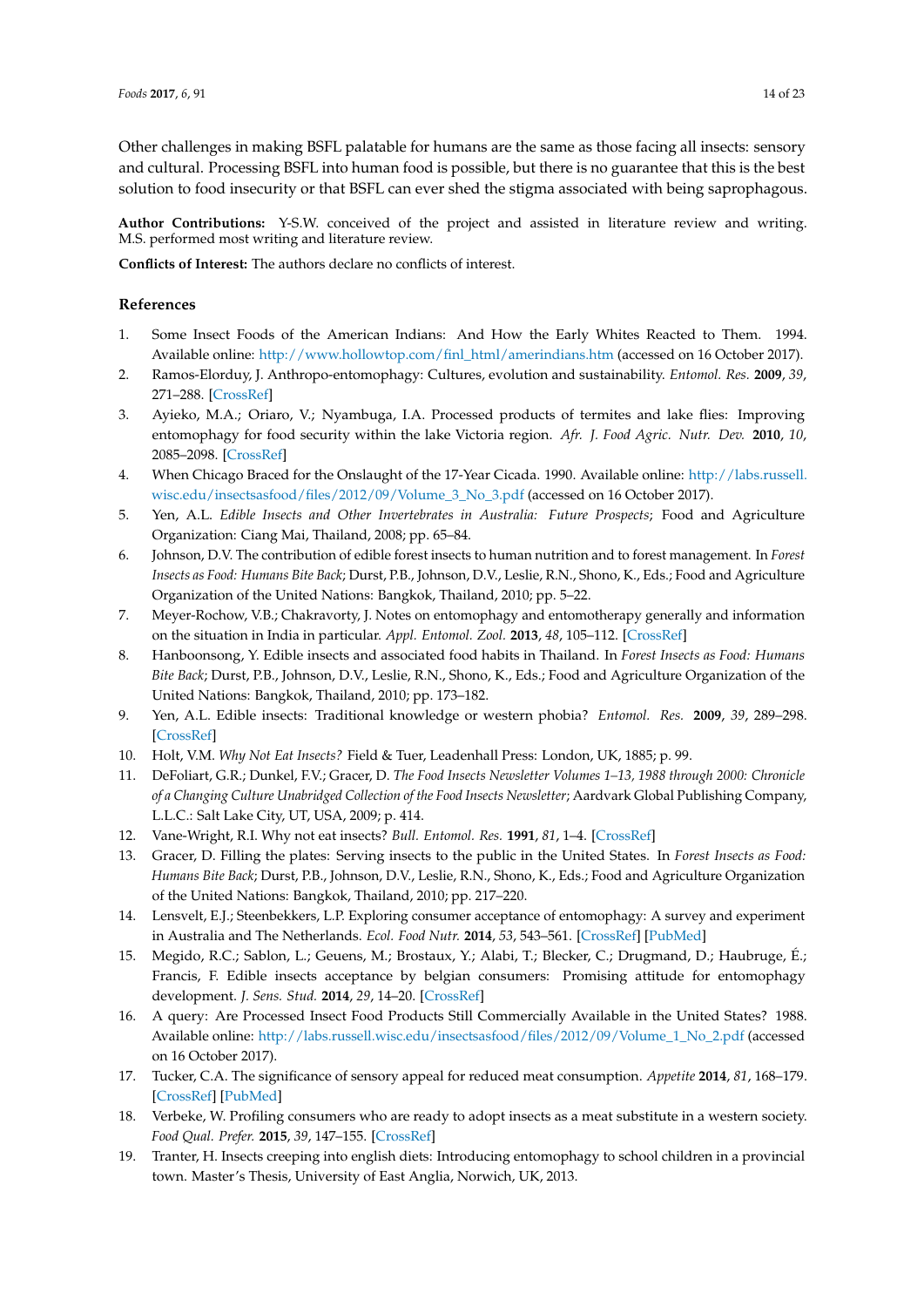Other challenges in making BSFL palatable for humans are the same as those facing all insects: sensory and cultural. Processing BSFL into human food is possible, but there is no guarantee that this is the best solution to food insecurity or that BSFL can ever shed the stigma associated with being saprophagous.

**Author Contributions:** Y-S.W. conceived of the project and assisted in literature review and writing. M.S. performed most writing and literature review.

**Conflicts of Interest:** The authors declare no conflicts of interest.

## References

1. Some Insect Foods of the American Indians: And How the Early Whites Reacted to Them. 1994. Available online: http://www.hollowtop.com/finl_html/amerindians.htm (accessed on 16 October 2017).
2. Ramos-Elorduy, J. Anthropo-entomophagy: Cultures, evolution and sustainability. *Entomol. Res.* **2009**, *39*, 271–288. [CrossRef]
3. Ayieko, M.A.; Oriaro, V.; Nyambuga, I.A. Processed products of termites and lake flies: Improving entomophagy for food security within the lake Victoria region. *Afr. J. Food Agric. Nutr. Dev.* **2010**, *10*, 2085–2098. [CrossRef]
4. When Chicago Braced for the Onslaught of the 17-Year Cicada. 1990. Available online: http://labs.russell.wisc.edu/insectsasfood/files/2012/09/Volume_3_No_3.pdf (accessed on 16 October 2017).
5. Yen, A.L. *Edible Insects and Other Invertebrates in Australia: Future Prospects*; Food and Agriculture Organization: Ciang Mai, Thailand, 2008; pp. 65–84.
6. Johnson, D.V. The contribution of edible forest insects to human nutrition and to forest management. In *Forest Insects as Food: Humans Bite Back*; Durst, P.B., Johnson, D.V., Leslie, R.N., Shono, K., Eds.; Food and Agriculture Organization of the United Nations: Bangkok, Thailand, 2010; pp. 5–22.
7. Meyer-Rochow, V.B.; Chakravorty, J. Notes on entomophagy and entomotherapy generally and information on the situation in India in particular. *Appl. Entomol. Zool.* **2013**, *48*, 105–112. [CrossRef]
8. Hanboonsong, Y. Edible insects and associated food habits in Thailand. In *Forest Insects as Food: Humans Bite Back*; Durst, P.B., Johnson, D.V., Leslie, R.N., Shono, K., Eds.; Food and Agriculture Organization of the United Nations: Bangkok, Thailand, 2010; pp. 173–182.
9. Yen, A.L. Edible insects: Traditional knowledge or western phobia? *Entomol. Res.* **2009**, *39*, 289–298. [CrossRef]
10. Holt, V.M. *Why Not Eat Insects?* Field & Tuer, Leadenhall Press: London, UK, 1885; p. 99.
11. DeFoliart, G.R.; Dunkel, F.V.; Gracer, D. *The Food Insects Newsletter Volumes 1–13, 1988 through 2000: Chronicle of a Changing Culture Unabridged Collection of the Food Insects Newsletter*; Aardvark Global Publishing Company, L.L.C.: Salt Lake City, UT, USA, 2009; p. 414.
12. Vane-Wright, R.I. Why not eat insects? *Bull. Entomol. Res.* **1991**, *81*, 1–4. [CrossRef]
13. Gracer, D. Filling the plates: Serving insects to the public in the United States. In *Forest Insects as Food: Humans Bite Back*; Durst, P.B., Johnson, D.V., Leslie, R.N., Shono, K., Eds.; Food and Agriculture Organization of the United Nations: Bangkok, Thailand, 2010; pp. 217–220.
14. Lensvelt, E.J.; Steenbekkers, L.P. Exploring consumer acceptance of entomophagy: A survey and experiment in Australia and The Netherlands. *Ecol. Food Nutr.* **2014**, *53*, 543–561. [CrossRef] [PubMed]
15. Megido, R.C.; Sablon, L.; Geuens, M.; Brostaux, Y.; Alabi, T.; Blecker, C.; Drugmand, D.; Haubruge, É.; Francis, F. Edible insects acceptance by belgian consumers: Promising attitude for entomophagy development. *J. Sens. Stud.* **2014**, *29*, 14–20. [CrossRef]
16. A query: Are Processed Insect Food Products Still Commercially Available in the United States? 1988. Available online: http://labs.russell.wisc.edu/insectsasfood/files/2012/09/Volume_1_No_2.pdf (accessed on 16 October 2017).
17. Tucker, C.A. The significance of sensory appeal for reduced meat consumption. *Appetite* **2014**, *81*, 168–179. [CrossRef] [PubMed]
18. Verbeke, W. Profiling consumers who are ready to adopt insects as a meat substitute in a western society. *Food Qual. Prefer.* **2015**, *39*, 147–155. [CrossRef]
19. Tranter, H. Insects creeping into english diets: Introducing entomophagy to school children in a provincial town. Master's Thesis, University of East Anglia, Norwich, UK, 2013.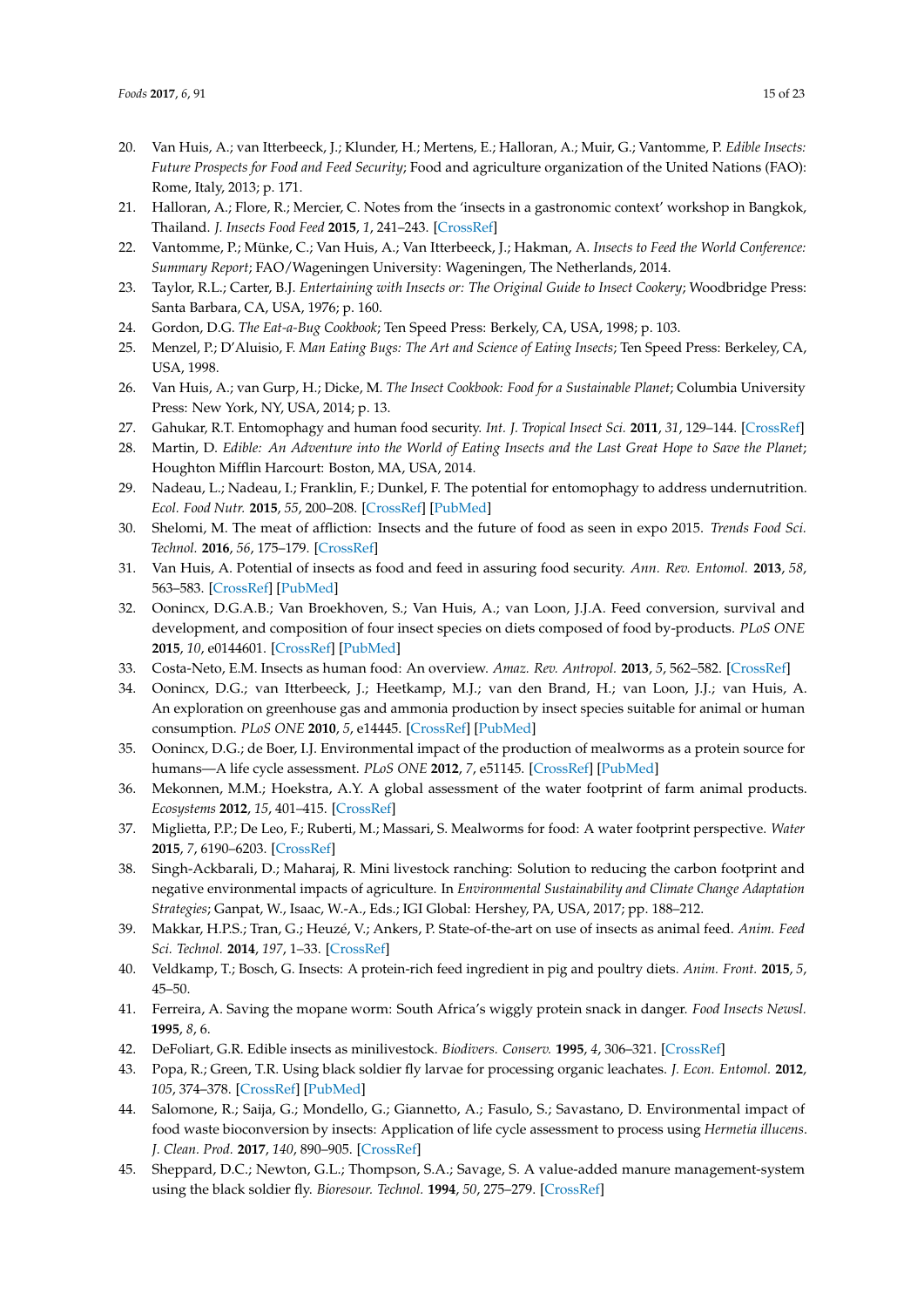20. Van Huis, A.; van Itterbeeck, J.; Klunder, H.; Mertens, E.; Halloran, A.; Muir, G.; Vantomme, P. *Edible Insects: Future Prospects for Food and Feed Security*; Food and agriculture organization of the United Nations (FAO): Rome, Italy, 2013; p. 171.
21. Halloran, A.; Flore, R.; Mercier, C. Notes from the 'insects in a gastronomic context' workshop in Bangkok, Thailand. *J. Insects Food Feed* **2015**, *1*, 241–243. [CrossRef]
22. Vantomme, P.; Münke, C.; Van Huis, A.; Van Itterbeeck, J.; Hakman, A. *Insects to Feed the World Conference: Summary Report*; FAO/Wageningen University: Wageningen, The Netherlands, 2014.
23. Taylor, R.L.; Carter, B.J. *Entertaining with Insects or: The Original Guide to Insect Cookery*; Woodbridge Press: Santa Barbara, CA, USA, 1976; p. 160.
24. Gordon, D.G. *The Eat-a-Bug Cookbook*; Ten Speed Press: Berkely, CA, USA, 1998; p. 103.
25. Menzel, P.; D'Aluisio, F. *Man Eating Bugs: The Art and Science of Eating Insects*; Ten Speed Press: Berkeley, CA, USA, 1998.
26. Van Huis, A.; van Gurp, H.; Dicke, M. *The Insect Cookbook: Food for a Sustainable Planet*; Columbia University Press: New York, NY, USA, 2014; p. 13.
27. Gahukar, R.T. Entomophagy and human food security. *Int. J. Tropical Insect Sci.* **2011**, *31*, 129–144. [CrossRef]
28. Martin, D. *Edible: An Adventure into the World of Eating Insects and the Last Great Hope to Save the Planet*; Houghton Mifflin Harcourt: Boston, MA, USA, 2014.
29. Nadeau, L.; Nadeau, I.; Franklin, F.; Dunkel, F. The potential for entomophagy to address undernutrition. *Ecol. Food Nutr.* **2015**, *55*, 200–208. [CrossRef] [PubMed]
30. Shelomi, M. The meat of affliction: Insects and the future of food as seen in expo 2015. *Trends Food Sci. Technol.* **2016**, *56*, 175–179. [CrossRef]
31. Van Huis, A. Potential of insects as food and feed in assuring food security. *Ann. Rev. Entomol.* **2013**, *58*, 563–583. [CrossRef] [PubMed]
32. Oonincx, D.G.A.B.; Van Broekhoven, S.; Van Huis, A.; van Loon, J.J.A. Feed conversion, survival and development, and composition of four insect species on diets composed of food by-products. *PLoS ONE* **2015**, *10*, e0144601. [CrossRef] [PubMed]
33. Costa-Neto, E.M. Insects as human food: An overview. *Amaz. Rev. Antropol.* **2013**, *5*, 562–582. [CrossRef]
34. Oonincx, D.G.; van Itterbeeck, J.; Heetkamp, M.J.; van den Brand, H.; van Loon, J.J.; van Huis, A. An exploration on greenhouse gas and ammonia production by insect species suitable for animal or human consumption. *PLoS ONE* **2010**, *5*, e14445. [CrossRef] [PubMed]
35. Oonincx, D.G.; de Boer, I.J. Environmental impact of the production of mealworms as a protein source for humans—A life cycle assessment. *PLoS ONE* **2012**, *7*, e51145. [CrossRef] [PubMed]
36. Mekonnen, M.M.; Hoekstra, A.Y. A global assessment of the water footprint of farm animal products. *Ecosystems* **2012**, *15*, 401–415. [CrossRef]
37. Miglietta, P.P.; De Leo, F.; Ruberti, M.; Massari, S. Mealworms for food: A water footprint perspective. *Water* **2015**, *7*, 6190–6203. [CrossRef]
38. Singh-Ackbarali, D.; Maharaj, R. Mini livestock ranching: Solution to reducing the carbon footprint and negative environmental impacts of agriculture. In *Environmental Sustainability and Climate Change Adaptation Strategies*; Ganpat, W., Isaac, W.-A., Eds.; IGI Global: Hershey, PA, USA, 2017; pp. 188–212.
39. Makkar, H.P.S.; Tran, G.; Heuzé, V.; Ankers, P. State-of-the-art on use of insects as animal feed. *Anim. Feed Sci. Technol.* **2014**, *197*, 1–33. [CrossRef]
40. Veldkamp, T.; Bosch, G. Insects: A protein-rich feed ingredient in pig and poultry diets. *Anim. Front.* **2015**, *5*, 45–50.
41. Ferreira, A. Saving the mopane worm: South Africa's wiggly protein snack in danger. *Food Insects Newsl.* **1995**, *8*, 6.
42. DeFoliart, G.R. Edible insects as minilivestock. *Biodivers. Conserv.* **1995**, *4*, 306–321. [CrossRef]
43. Popa, R.; Green, T.R. Using black soldier fly larvae for processing organic leachates. *J. Econ. Entomol.* **2012**, *105*, 374–378. [CrossRef] [PubMed]
44. Salomone, R.; Saija, G.; Mondello, G.; Giannetto, A.; Fasulo, S.; Savastano, D. Environmental impact of food waste bioconversion by insects: Application of life cycle assessment to process using *Hermetia illucens*. *J. Clean. Prod.* **2017**, *140*, 890–905. [CrossRef]
45. Sheppard, D.C.; Newton, G.L.; Thompson, S.A.; Savage, S. A value-added manure management-system using the black soldier fly. *Bioresour. Technol.* **1994**, *50*, 275–279. [CrossRef]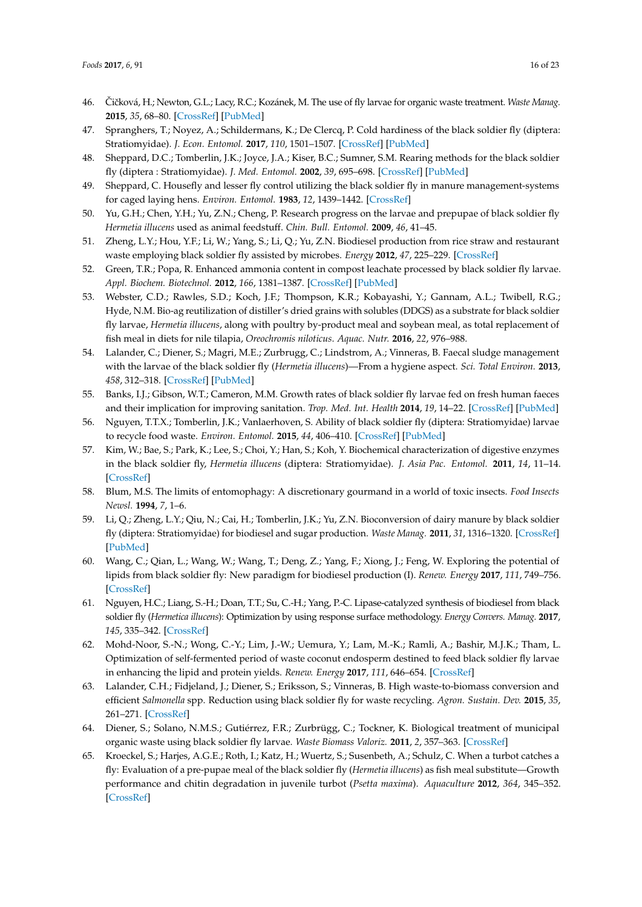46. Čičková, H.; Newton, G.L.; Lacy, R.C.; Kozánek, M. The use of fly larvae for organic waste treatment. *Waste Manag.* **2015**, *35*, 68–80. [CrossRef] [PubMed]
47. Spranghers, T.; Noyez, A.; Schildermans, K.; De Clercq, P. Cold hardiness of the black soldier fly (diptera: Stratiomyidae). *J. Econ. Entomol.* **2017**, *110*, 1501–1507. [CrossRef] [PubMed]
48. Sheppard, D.C.; Tomberlin, J.K.; Joyce, J.A.; Kiser, B.C.; Sumner, S.M. Rearing methods for the black soldier fly (diptera : Stratiomyidae). *J. Med. Entomol.* **2002**, *39*, 695–698. [CrossRef] [PubMed]
49. Sheppard, C. Housefly and lesser fly control utilizing the black soldier fly in manure management-systems for caged laying hens. *Environ. Entomol.* **1983**, *12*, 1439–1442. [CrossRef]
50. Yu, G.H.; Chen, Y.H.; Yu, Z.N.; Cheng, P. Research progress on the larvae and prepupae of black soldier fly *Hermetia illucens* used as animal feedstuff. *Chin. Bull. Entomol.* **2009**, *46*, 41–45.
51. Zheng, L.Y.; Hou, Y.F.; Li, W.; Yang, S.; Li, Q.; Yu, Z.N. Biodiesel production from rice straw and restaurant waste employing black soldier fly assisted by microbes. *Energy* **2012**, *47*, 225–229. [CrossRef]
52. Green, T.R.; Popa, R. Enhanced ammonia content in compost leachate processed by black soldier fly larvae. *Appl. Biochem. Biotechnol.* **2012**, *166*, 1381–1387. [CrossRef] [PubMed]
53. Webster, C.D.; Rawles, S.D.; Koch, J.F.; Thompson, K.R.; Kobayashi, Y.; Gannam, A.L.; Twibell, R.G.; Hyde, N.M. Bio-ag reutilization of distiller's dried grains with solubles (DDGS) as a substrate for black soldier fly larvae, *Hermetia illucens*, along with poultry by-product meal and soybean meal, as total replacement of fish meal in diets for nile tilapia, *Oreochromis niloticus*. *Aquac. Nutr.* **2016**, *22*, 976–988.
54. Lalander, C.; Diener, S.; Magri, M.E.; Zurbrugg, C.; Lindstrom, A.; Vinneras, B. Faecal sludge management with the larvae of the black soldier fly (*Hermetia illucens*)—From a hygiene aspect. *Sci. Total Environ.* **2013**, *458*, 312–318. [CrossRef] [PubMed]
55. Banks, I.J.; Gibson, W.T.; Cameron, M.M. Growth rates of black soldier fly larvae fed on fresh human faeces and their implication for improving sanitation. *Trop. Med. Int. Health* **2014**, *19*, 14–22. [CrossRef] [PubMed]
56. Nguyen, T.T.X.; Tomberlin, J.K.; Vanlaerhoven, S. Ability of black soldier fly (diptera: Stratiomyidae) larvae to recycle food waste. *Environ. Entomol.* **2015**, *44*, 406–410. [CrossRef] [PubMed]
57. Kim, W.; Bae, S.; Park, K.; Lee, S.; Choi, Y.; Han, S.; Koh, Y. Biochemical characterization of digestive enzymes in the black soldier fly, *Hermetia illucens* (diptera: Stratiomyidae). *J. Asia Pac. Entomol.* **2011**, *14*, 11–14. [CrossRef]
58. Blum, M.S. The limits of entomophagy: A discretionary gourmand in a world of toxic insects. *Food Insects Newsl.* **1994**, *7*, 1–6.
59. Li, Q.; Zheng, L.Y.; Qiu, N.; Cai, H.; Tomberlin, J.K.; Yu, Z.N. Bioconversion of dairy manure by black soldier fly (diptera: Stratiomyidae) for biodiesel and sugar production. *Waste Manag.* **2011**, *31*, 1316–1320. [CrossRef] [PubMed]
60. Wang, C.; Qian, L.; Wang, W.; Wang, T.; Deng, Z.; Yang, F.; Xiong, J.; Feng, W. Exploring the potential of lipids from black soldier fly: New paradigm for biodiesel production (I). *Renew. Energy* **2017**, *111*, 749–756. [CrossRef]
61. Nguyen, H.C.; Liang, S.-H.; Doan, T.T.; Su, C.-H.; Yang, P.-C. Lipase-catalyzed synthesis of biodiesel from black soldier fly (*Hermetica illucens*): Optimization by using response surface methodology. *Energy Convers. Manag.* **2017**, *145*, 335–342. [CrossRef]
62. Mohd-Noor, S.-N.; Wong, C.-Y.; Lim, J.-W.; Uemura, Y.; Lam, M.-K.; Ramli, A.; Bashir, M.J.K.; Tham, L. Optimization of self-fermented period of waste coconut endosperm destined to feed black soldier fly larvae in enhancing the lipid and protein yields. *Renew. Energy* **2017**, *111*, 646–654. [CrossRef]
63. Lalander, C.H.; Fidjeland, J.; Diener, S.; Eriksson, S.; Vinneras, B. High waste-to-biomass conversion and efficient *Salmonella* spp. Reduction using black soldier fly for waste recycling. *Agron. Sustain. Dev.* **2015**, *35*, 261–271. [CrossRef]
64. Diener, S.; Solano, N.M.S.; Gutiérrez, F.R.; Zurbrügg, C.; Tockner, K. Biological treatment of municipal organic waste using black soldier fly larvae. *Waste Biomass Valoriz.* **2011**, *2*, 357–363. [CrossRef]
65. Kroeckel, S.; Harjes, A.G.E.; Roth, I.; Katz, H.; Wuertz, S.; Susenbeth, A.; Schulz, C. When a turbot catches a fly: Evaluation of a pre-pupae meal of the black soldier fly (*Hermetia illucens*) as fish meal substitute—Growth performance and chitin degradation in juvenile turbot (*Psetta maxima*). *Aquaculture* **2012**, *364*, 345–352. [CrossRef]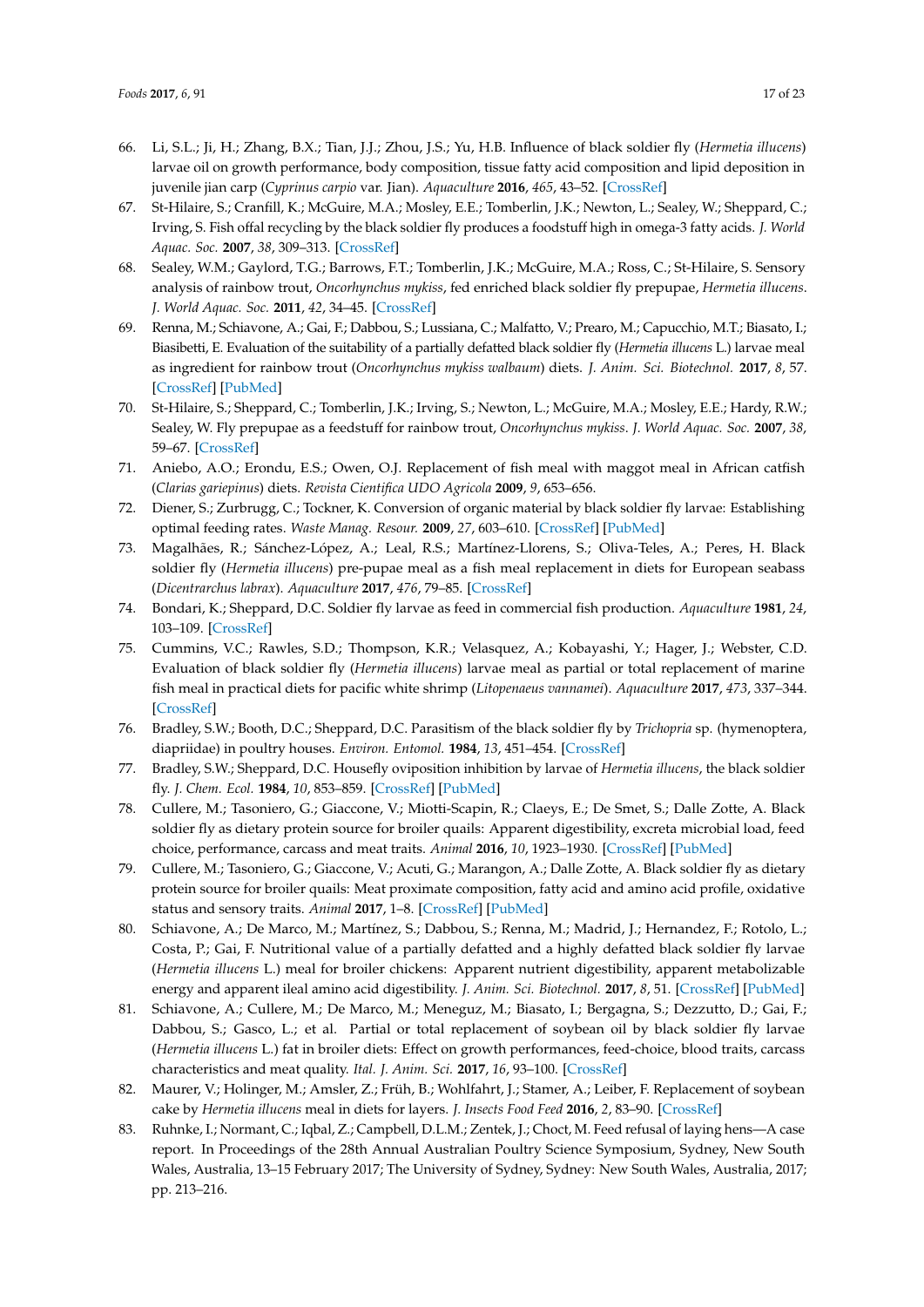66. Li, S.L.; Ji, H.; Zhang, B.X.; Tian, J.J.; Zhou, J.S.; Yu, H.B. Influence of black soldier fly (*Hermetia illucens*) larvae oil on growth performance, body composition, tissue fatty acid composition and lipid deposition in juvenile jian carp (*Cyprinus carpio* var. Jian). *Aquaculture* **2016**, *465*, 43–52. [CrossRef]
67. St-Hilaire, S.; Cranfill, K.; McGuire, M.A.; Mosley, E.E.; Tomberlin, J.K.; Newton, L.; Sealey, W.; Sheppard, C.; Irving, S. Fish offal recycling by the black soldier fly produces a foodstuff high in omega-3 fatty acids. *J. World Aquac. Soc.* **2007**, *38*, 309–313. [CrossRef]
68. Sealey, W.M.; Gaylord, T.G.; Barrows, F.T.; Tomberlin, J.K.; McGuire, M.A.; Ross, C.; St-Hilaire, S. Sensory analysis of rainbow trout, *Oncorhynchus mykiss*, fed enriched black soldier fly prepupae, *Hermetia illucens*. *J. World Aquac. Soc.* **2011**, *42*, 34–45. [CrossRef]
69. Renna, M.; Schiavone, A.; Gai, F.; Dabbou, S.; Lussiana, C.; Malfatto, V.; Prearo, M.; Capucchio, M.T.; Biasato, I.; Biasibetti, E. Evaluation of the suitability of a partially defatted black soldier fly (*Hermetia illucens* L.) larvae meal as ingredient for rainbow trout (*Oncorhynchus mykiss walbaum*) diets. *J. Anim. Sci. Biotechnol.* **2017**, *8*, 57. [CrossRef] [PubMed]
70. St-Hilaire, S.; Sheppard, C.; Tomberlin, J.K.; Irving, S.; Newton, L.; McGuire, M.A.; Mosley, E.E.; Hardy, R.W.; Sealey, W. Fly prepupae as a feedstuff for rainbow trout, *Oncorhynchus mykiss*. *J. World Aquac. Soc.* **2007**, *38*, 59–67. [CrossRef]
71. Aniebo, A.O.; Erondu, E.S.; Owen, O.J. Replacement of fish meal with maggot meal in African catfish (*Clarias gariepinus*) diets. *Revista Cientifica UDO Agricola* **2009**, *9*, 653–656.
72. Diener, S.; Zurbrugg, C.; Tockner, K. Conversion of organic material by black soldier fly larvae: Establishing optimal feeding rates. *Waste Manag. Resour.* **2009**, *27*, 603–610. [CrossRef] [PubMed]
73. Magalhães, R.; Sánchez-López, A.; Leal, R.S.; Martínez-Llorens, S.; Oliva-Teles, A.; Peres, H. Black soldier fly (*Hermetia illucens*) pre-pupae meal as a fish meal replacement in diets for European seabass (*Dicentrarchus labrax*). *Aquaculture* **2017**, *476*, 79–85. [CrossRef]
74. Bondari, K.; Sheppard, D.C. Soldier fly larvae as feed in commercial fish production. *Aquaculture* **1981**, *24*, 103–109. [CrossRef]
75. Cummins, V.C.; Rawles, S.D.; Thompson, K.R.; Velasquez, A.; Kobayashi, Y.; Hager, J.; Webster, C.D. Evaluation of black soldier fly (*Hermetia illucens*) larvae meal as partial or total replacement of marine fish meal in practical diets for pacific white shrimp (*Litopenaeus vannamei*). *Aquaculture* **2017**, *473*, 337–344. [CrossRef]
76. Bradley, S.W.; Booth, D.C.; Sheppard, D.C. Parasitism of the black soldier fly by *Trichopria* sp. (hymenoptera, diapriidae) in poultry houses. *Environ. Entomol.* **1984**, *13*, 451–454. [CrossRef]
77. Bradley, S.W.; Sheppard, D.C. Housefly oviposition inhibition by larvae of *Hermetia illucens*, the black soldier fly. *J. Chem. Ecol.* **1984**, *10*, 853–859. [CrossRef] [PubMed]
78. Cullere, M.; Tasoniero, G.; Giaccone, V.; Miotti-Scapin, R.; Claeys, E.; De Smet, S.; Dalle Zotte, A. Black soldier fly as dietary protein source for broiler quails: Apparent digestibility, excreta microbial load, feed choice, performance, carcass and meat traits. *Animal* **2016**, *10*, 1923–1930. [CrossRef] [PubMed]
79. Cullere, M.; Tasoniero, G.; Giaccone, V.; Acuti, G.; Marangon, A.; Dalle Zotte, A. Black soldier fly as dietary protein source for broiler quails: Meat proximate composition, fatty acid and amino acid profile, oxidative status and sensory traits. *Animal* **2017**, 1–8. [CrossRef] [PubMed]
80. Schiavone, A.; De Marco, M.; Martínez, S.; Dabbou, S.; Renna, M.; Madrid, J.; Hernandez, F.; Rotolo, L.; Costa, P.; Gai, F. Nutritional value of a partially defatted and a highly defatted black soldier fly larvae (*Hermetia illucens* L.) meal for broiler chickens: Apparent nutrient digestibility, apparent metabolizable energy and apparent ileal amino acid digestibility. *J. Anim. Sci. Biotechnol.* **2017**, *8*, 51. [CrossRef] [PubMed]
81. Schiavone, A.; Cullere, M.; De Marco, M.; Meneguz, M.; Biasato, I.; Bergagna, S.; Dezzutto, D.; Gai, F.; Dabbou, S.; Gasco, L.; et al. Partial or total replacement of soybean oil by black soldier fly larvae (*Hermetia illucens* L.) fat in broiler diets: Effect on growth performances, feed-choice, blood traits, carcass characteristics and meat quality. *Ital. J. Anim. Sci.* **2017**, *16*, 93–100. [CrossRef]
82. Maurer, V.; Holinger, M.; Amsler, Z.; Früh, B.; Wohlfahrt, J.; Stamer, A.; Leiber, F. Replacement of soybean cake by *Hermetia illucens* meal in diets for layers. *J. Insects Food Feed* **2016**, *2*, 83–90. [CrossRef]
83. Ruhnke, I.; Normant, C.; Iqbal, Z.; Campbell, D.L.M.; Zentek, J.; Choct, M. Feed refusal of laying hens—A case report. In Proceedings of the 28th Annual Australian Poultry Science Symposium, Sydney, New South Wales, Australia, 13–15 February 2017; The University of Sydney, Sydney: New South Wales, Australia, 2017; pp. 213–216.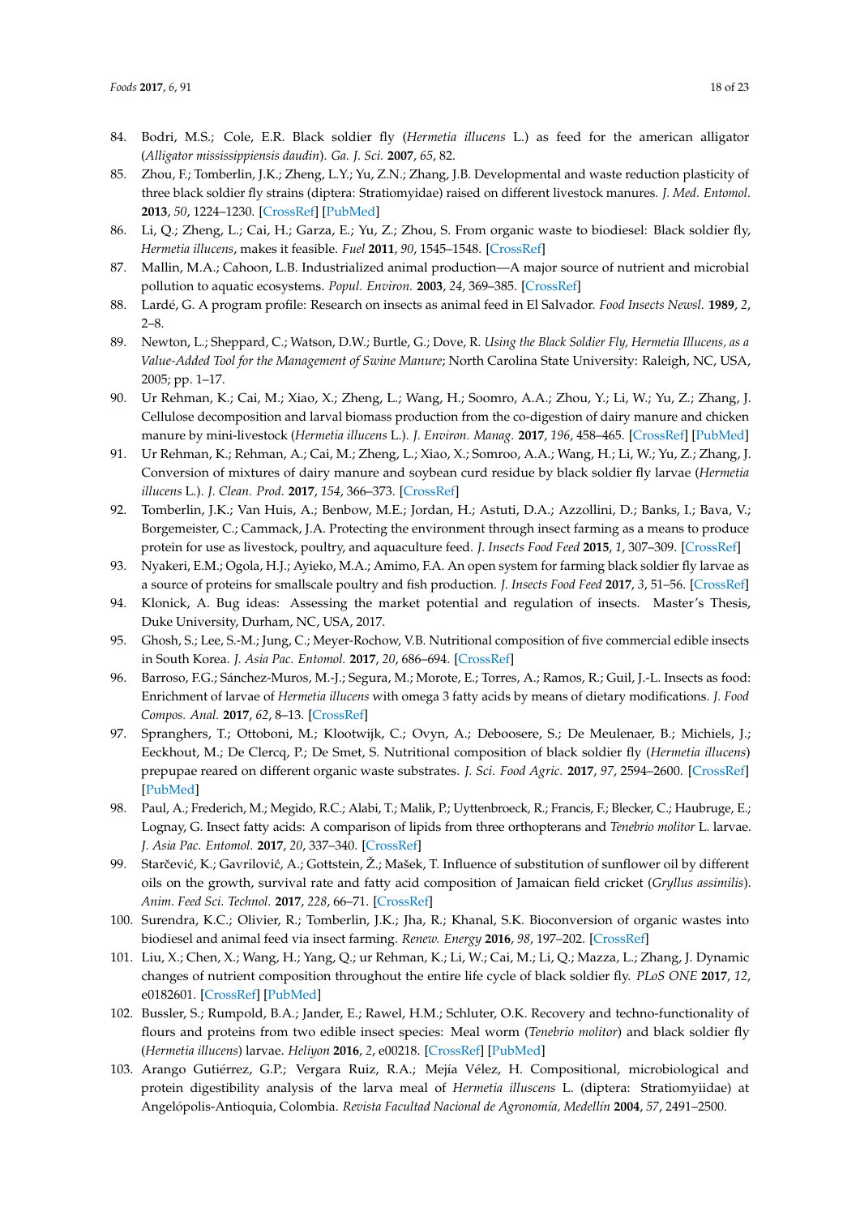84. Bodri, M.S.; Cole, E.R. Black soldier fly (*Hermetia illucens* L.) as feed for the american alligator (*Alligator mississippiensis daudin*). *Ga. J. Sci.* **2007**, *65*, 82.
85. Zhou, F.; Tomberlin, J.K.; Zheng, L.Y.; Yu, Z.N.; Zhang, J.B. Developmental and waste reduction plasticity of three black soldier fly strains (diptera: Stratiomyidae) raised on different livestock manures. *J. Med. Entomol.* **2013**, *50*, 1224–1230. [CrossRef] [PubMed]
86. Li, Q.; Zheng, L.; Cai, H.; Garza, E.; Yu, Z.; Zhou, S. From organic waste to biodiesel: Black soldier fly, *Hermetia illucens*, makes it feasible. *Fuel* **2011**, *90*, 1545–1548. [CrossRef]
87. Mallin, M.A.; Cahoon, L.B. Industrialized animal production—A major source of nutrient and microbial pollution to aquatic ecosystems. *Popul. Environ.* **2003**, *24*, 369–385. [CrossRef]
88. Lardé, G. A program profile: Research on insects as animal feed in El Salvador. *Food Insects Newsl.* **1989**, *2*, 2–8.
89. Newton, L.; Sheppard, C.; Watson, D.W.; Burtle, G.; Dove, R. *Using the Black Soldier Fly, Hermetia Illucens, as a Value-Added Tool for the Management of Swine Manure*; North Carolina State University: Raleigh, NC, USA, 2005; pp. 1–17.
90. Ur Rehman, K.; Cai, M.; Xiao, X.; Zheng, L.; Wang, H.; Soomro, A.A.; Zhou, Y.; Li, W.; Yu, Z.; Zhang, J. Cellulose decomposition and larval biomass production from the co-digestion of dairy manure and chicken manure by mini-livestock (*Hermetia illucens* L.). *J. Environ. Manag.* **2017**, *196*, 458–465. [CrossRef] [PubMed]
91. Ur Rehman, K.; Rehman, A.; Cai, M.; Zheng, L.; Xiao, X.; Somroo, A.A.; Wang, H.; Li, W.; Yu, Z.; Zhang, J. Conversion of mixtures of dairy manure and soybean curd residue by black soldier fly larvae (*Hermetia illucens* L.). *J. Clean. Prod.* **2017**, *154*, 366–373. [CrossRef]
92. Tomberlin, J.K.; Van Huis, A.; Benbow, M.E.; Jordan, H.; Astuti, D.A.; Azzollini, D.; Banks, I.; Bava, V.; Borgemeister, C.; Cammack, J.A. Protecting the environment through insect farming as a means to produce protein for use as livestock, poultry, and aquaculture feed. *J. Insects Food Feed* **2015**, *1*, 307–309. [CrossRef]
93. Nyakeri, E.M.; Ogola, H.J.; Ayieko, M.A.; Amimo, F.A. An open system for farming black soldier fly larvae as a source of proteins for smallscale poultry and fish production. *J. Insects Food Feed* **2017**, *3*, 51–56. [CrossRef]
94. Klonick, A. Bug ideas: Assessing the market potential and regulation of insects. Master's Thesis, Duke University, Durham, NC, USA, 2017.
95. Ghosh, S.; Lee, S.-M.; Jung, C.; Meyer-Rochow, V.B. Nutritional composition of five commercial edible insects in South Korea. *J. Asia Pac. Entomol.* **2017**, *20*, 686–694. [CrossRef]
96. Barroso, F.G.; Sánchez-Muros, M.-J.; Segura, M.; Morote, E.; Torres, A.; Ramos, R.; Guil, J.-L. Insects as food: Enrichment of larvae of *Hermetia illucens* with omega 3 fatty acids by means of dietary modifications. *J. Food Compos. Anal.* **2017**, *62*, 8–13. [CrossRef]
97. Spranghers, T.; Ottoboni, M.; Klootwijk, C.; Ovyn, A.; Deboosere, S.; De Meulenaer, B.; Michiels, J.; Eeckhout, M.; De Clercq, P.; De Smet, S. Nutritional composition of black soldier fly (*Hermetia illucens*) prepupae reared on different organic waste substrates. *J. Sci. Food Agric.* **2017**, *97*, 2594–2600. [CrossRef] [PubMed]
98. Paul, A.; Frederich, M.; Megido, R.C.; Alabi, T.; Malik, P.; Uyttenbroeck, R.; Francis, F.; Blecker, C.; Haubruge, E.; Lognay, G. Insect fatty acids: A comparison of lipids from three orthopterans and *Tenebrio molitor* L. larvae. *J. Asia Pac. Entomol.* **2017**, *20*, 337–340. [CrossRef]
99. Starčević, K.; Gavrilović, A.; Gottstein, Ž.; Mašek, T. Influence of substitution of sunflower oil by different oils on the growth, survival rate and fatty acid composition of Jamaican field cricket (*Gryllus assimilis*). *Anim. Feed Sci. Technol.* **2017**, *228*, 66–71. [CrossRef]
100. Surendra, K.C.; Olivier, R.; Tomberlin, J.K.; Jha, R.; Khanal, S.K. Bioconversion of organic wastes into biodiesel and animal feed via insect farming. *Renew. Energy* **2016**, *98*, 197–202. [CrossRef]
101. Liu, X.; Chen, X.; Wang, H.; Yang, Q.; ur Rehman, K.; Li, W.; Cai, M.; Li, Q.; Mazza, L.; Zhang, J. Dynamic changes of nutrient composition throughout the entire life cycle of black soldier fly. *PLoS ONE* **2017**, *12*, e0182601. [CrossRef] [PubMed]
102. Bussler, S.; Rumpold, B.A.; Jander, E.; Rawel, H.M.; Schluter, O.K. Recovery and techno-functionality of flours and proteins from two edible insect species: Meal worm (*Tenebrio molitor*) and black soldier fly (*Hermetia illucens*) larvae. *Heliyon* **2016**, *2*, e00218. [CrossRef] [PubMed]
103. Arango Gutiérrez, G.P.; Vergara Ruiz, R.A.; Mejía Vélez, H. Compositional, microbiological and protein digestibility analysis of the larva meal of *Hermetia illuscens* L. (diptera: Stratiomyiidae) at Angelópolis-Antioquia, Colombia. *Revista Facultad Nacional de Agronomía, Medellín* **2004**, *57*, 2491–2500.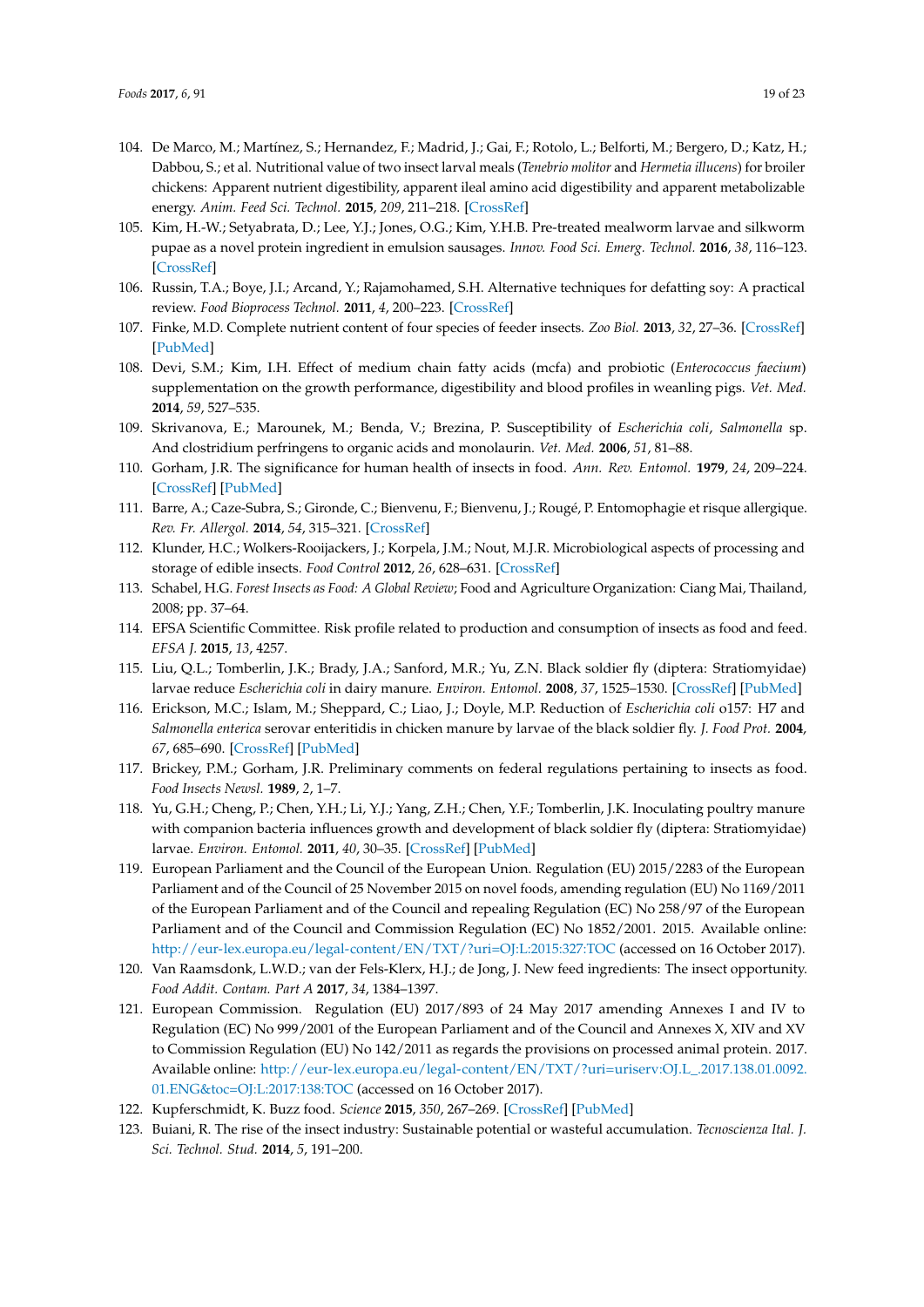104. De Marco, M.; Martínez, S.; Hernandez, F.; Madrid, J.; Gai, F.; Rotolo, L.; Belforti, M.; Bergero, D.; Katz, H.; Dabbou, S.; et al. Nutritional value of two insect larval meals (*Tenebrio molitor* and *Hermetia illucens*) for broiler chickens: Apparent nutrient digestibility, apparent ileal amino acid digestibility and apparent metabolizable energy. *Anim. Feed Sci. Technol.* **2015**, *209*, 211–218. [CrossRef]
105. Kim, H.-W.; Setyabrata, D.; Lee, Y.J.; Jones, O.G.; Kim, Y.H.B. Pre-treated mealworm larvae and silkworm pupae as a novel protein ingredient in emulsion sausages. *Innov. Food Sci. Emerg. Technol.* **2016**, *38*, 116–123. [CrossRef]
106. Russin, T.A.; Boye, J.I.; Arcand, Y.; Rajamohamed, S.H. Alternative techniques for defatting soy: A practical review. *Food Bioprocess Technol.* **2011**, *4*, 200–223. [CrossRef]
107. Finke, M.D. Complete nutrient content of four species of feeder insects. *Zoo Biol.* **2013**, *32*, 27–36. [CrossRef] [PubMed]
108. Devi, S.M.; Kim, I.H. Effect of medium chain fatty acids (mcfa) and probiotic (*Enterococcus faecium*) supplementation on the growth performance, digestibility and blood profiles in weanling pigs. *Vet. Med.* **2014**, *59*, 527–535.
109. Skrivanova, E.; Marounek, M.; Benda, V.; Brezina, P. Susceptibility of *Escherichia coli*, *Salmonella* sp. And clostridium perfringens to organic acids and monolaurin. *Vet. Med.* **2006**, *51*, 81–88.
110. Gorham, J.R. The significance for human health of insects in food. *Ann. Rev. Entomol.* **1979**, *24*, 209–224. [CrossRef] [PubMed]
111. Barre, A.; Caze-Subra, S.; Gironde, C.; Bienvenu, F.; Bienvenu, J.; Rougé, P. Entomophagie et risque allergique. *Rev. Fr. Allergol.* **2014**, *54*, 315–321. [CrossRef]
112. Klunder, H.C.; Wolkers-Rooijackers, J.; Korpela, J.M.; Nout, M.J.R. Microbiological aspects of processing and storage of edible insects. *Food Control* **2012**, *26*, 628–631. [CrossRef]
113. Schabel, H.G. *Forest Insects as Food: A Global Review*; Food and Agriculture Organization: Ciang Mai, Thailand, 2008; pp. 37–64.
114. EFSA Scientific Committee. Risk profile related to production and consumption of insects as food and feed. *EFSA J.* **2015**, *13*, 4257.
115. Liu, Q.L.; Tomberlin, J.K.; Brady, J.A.; Sanford, M.R.; Yu, Z.N. Black soldier fly (diptera: Stratiomyidae) larvae reduce *Escherichia coli* in dairy manure. *Environ. Entomol.* **2008**, *37*, 1525–1530. [CrossRef] [PubMed]
116. Erickson, M.C.; Islam, M.; Sheppard, C.; Liao, J.; Doyle, M.P. Reduction of *Escherichia coli* o157: H7 and *Salmonella enterica* serovar enteritidis in chicken manure by larvae of the black soldier fly. *J. Food Prot.* **2004**, *67*, 685–690. [CrossRef] [PubMed]
117. Brickey, P.M.; Gorham, J.R. Preliminary comments on federal regulations pertaining to insects as food. *Food Insects Newsl.* **1989**, *2*, 1–7.
118. Yu, G.H.; Cheng, P.; Chen, Y.H.; Li, Y.J.; Yang, Z.H.; Chen, Y.F.; Tomberlin, J.K. Inoculating poultry manure with companion bacteria influences growth and development of black soldier fly (diptera: Stratiomyidae) larvae. *Environ. Entomol.* **2011**, *40*, 30–35. [CrossRef] [PubMed]
119. European Parliament and the Council of the European Union. Regulation (EU) 2015/2283 of the European Parliament and of the Council of 25 November 2015 on novel foods, amending regulation (EU) No 1169/2011 of the European Parliament and of the Council and repealing Regulation (EC) No 258/97 of the European Parliament and of the Council and Commission Regulation (EC) No 1852/2001. 2015. Available online: http://eur-lex.europa.eu/legal-content/EN/TXT/?uri=OJ:L:2015:327:TOC (accessed on 16 October 2017).
120. Van Raamsdonk, L.W.D.; van der Fels-Klerx, H.J.; de Jong, J. New feed ingredients: The insect opportunity. *Food Addit. Contam. Part A* **2017**, *34*, 1384–1397.
121. European Commission. Regulation (EU) 2017/893 of 24 May 2017 amending Annexes I and IV to Regulation (EC) No 999/2001 of the European Parliament and of the Council and Annexes X, XIV and XV to Commission Regulation (EU) No 142/2011 as regards the provisions on processed animal protein. 2017. Available online: http://eur-lex.europa.eu/legal-content/EN/TXT/?uri=uriserv:OJ.L_.2017.138.01.0092.01.ENG&toc=OJ:L:2017:138:TOC (accessed on 16 October 2017).
122. Kupferschmidt, K. Buzz food. *Science* **2015**, *350*, 267–269. [CrossRef] [PubMed]
123. Buiani, R. The rise of the insect industry: Sustainable potential or wasteful accumulation. *Tecnoscienza Ital. J. Sci. Technol. Stud.* **2014**, *5*, 191–200.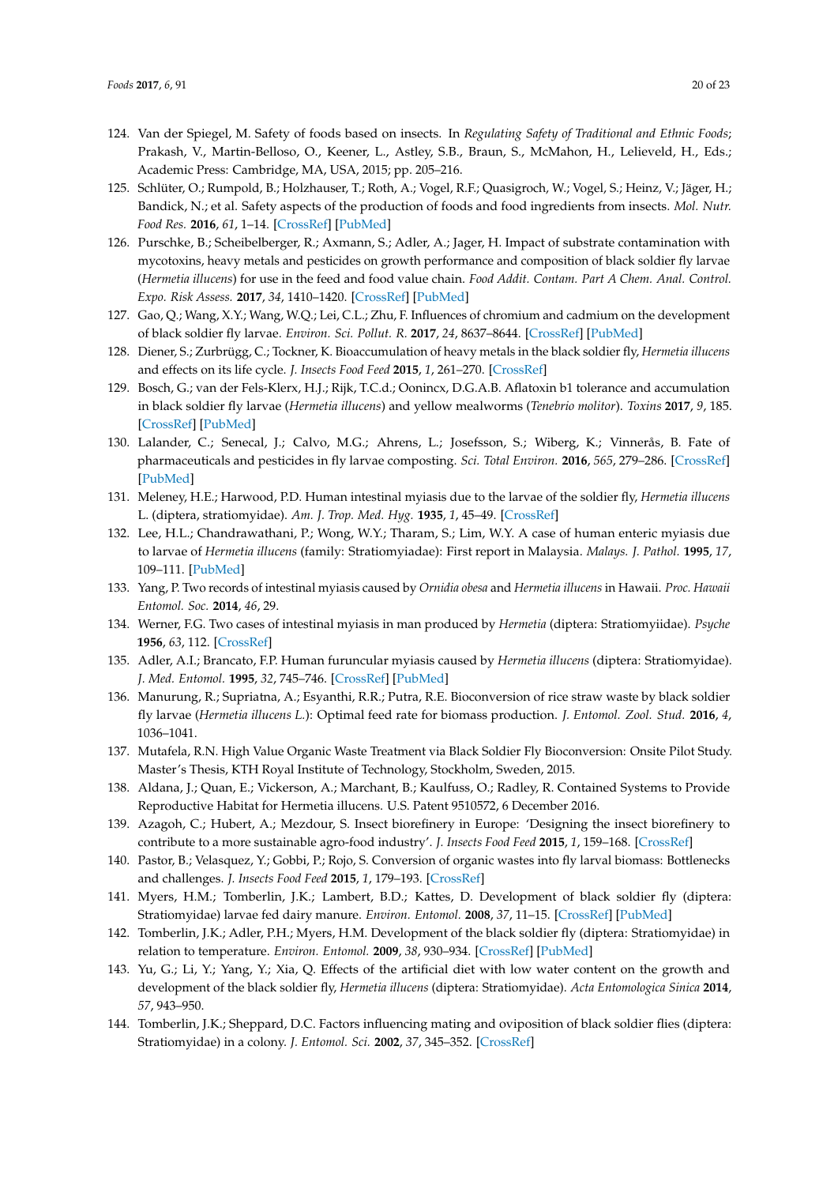124. Van der Spiegel, M. Safety of foods based on insects. In *Regulating Safety of Traditional and Ethnic Foods*; Prakash, V., Martin-Belloso, O., Keener, L., Astley, S.B., Braun, S., McMahon, H., Lelieveld, H., Eds.; Academic Press: Cambridge, MA, USA, 2015; pp. 205–216.
125. Schlüter, O.; Rumpold, B.; Holzhauser, T.; Roth, A.; Vogel, R.F.; Quasigroch, W.; Vogel, S.; Heinz, V.; Jäger, H.; Bandick, N.; et al. Safety aspects of the production of foods and food ingredients from insects. *Mol. Nutr. Food Res.* **2016**, *61*, 1–14. [CrossRef] [PubMed]
126. Purschke, B.; Scheibelberger, R.; Axmann, S.; Adler, A.; Jager, H. Impact of substrate contamination with mycotoxins, heavy metals and pesticides on growth performance and composition of black soldier fly larvae (*Hermetia illucens*) for use in the feed and food value chain. *Food Addit. Contam. Part A Chem. Anal. Control. Expo. Risk Assess.* **2017**, *34*, 1410–1420. [CrossRef] [PubMed]
127. Gao, Q.; Wang, X.Y.; Wang, W.Q.; Lei, C.L.; Zhu, F. Influences of chromium and cadmium on the development of black soldier fly larvae. *Environ. Sci. Pollut. R.* **2017**, *24*, 8637–8644. [CrossRef] [PubMed]
128. Diener, S.; Zurbrügg, C.; Tockner, K. Bioaccumulation of heavy metals in the black soldier fly, *Hermetia illucens* and effects on its life cycle. *J. Insects Food Feed* **2015**, *1*, 261–270. [CrossRef]
129. Bosch, G.; van der Fels-Klerx, H.J.; Rijk, T.C.d.; Oonincx, D.G.A.B. Aflatoxin b1 tolerance and accumulation in black soldier fly larvae (*Hermetia illucens*) and yellow mealworms (*Tenebrio molitor*). *Toxins* **2017**, *9*, 185. [CrossRef] [PubMed]
130. Lalander, C.; Senecal, J.; Calvo, M.G.; Ahrens, L.; Josefsson, S.; Wiberg, K.; Vinnerås, B. Fate of pharmaceuticals and pesticides in fly larvae composting. *Sci. Total Environ.* **2016**, *565*, 279–286. [CrossRef] [PubMed]
131. Meleney, H.E.; Harwood, P.D. Human intestinal myiasis due to the larvae of the soldier fly, *Hermetia illucens* L. (diptera, stratiomyidae). *Am. J. Trop. Med. Hyg.* **1935**, *1*, 45–49. [CrossRef]
132. Lee, H.L.; Chandrawathani, P.; Wong, W.Y.; Tharam, S.; Lim, W.Y. A case of human enteric myiasis due to larvae of *Hermetia illucens* (family: Stratiomyiadae): First report in Malaysia. *Malays. J. Pathol.* **1995**, *17*, 109–111. [PubMed]
133. Yang, P. Two records of intestinal myiasis caused by *Ornidia obesa* and *Hermetia illucens* in Hawaii. *Proc. Hawaii Entomol. Soc.* **2014**, *46*, 29.
134. Werner, F.G. Two cases of intestinal myiasis in man produced by *Hermetia* (diptera: Stratiomyiidae). *Psyche* **1956**, *63*, 112. [CrossRef]
135. Adler, A.I.; Brancato, F.P. Human furuncular myiasis caused by *Hermetia illucens* (diptera: Stratiomyidae). *J. Med. Entomol.* **1995**, *32*, 745–746. [CrossRef] [PubMed]
136. Manurung, R.; Supriatna, A.; Esyanthi, R.R.; Putra, R.E. Bioconversion of rice straw waste by black soldier fly larvae (*Hermetia illucens L.*): Optimal feed rate for biomass production. *J. Entomol. Zool. Stud.* **2016**, *4*, 1036–1041.
137. Mutafela, R.N. High Value Organic Waste Treatment via Black Soldier Fly Bioconversion: Onsite Pilot Study. Master's Thesis, KTH Royal Institute of Technology, Stockholm, Sweden, 2015.
138. Aldana, J.; Quan, E.; Vickerson, A.; Marchant, B.; Kaulfuss, O.; Radley, R. Contained Systems to Provide Reproductive Habitat for Hermetia illucens. U.S. Patent 9510572, 6 December 2016.
139. Azagoh, C.; Hubert, A.; Mezdour, S. Insect biorefinery in Europe: 'Designing the insect biorefinery to contribute to a more sustainable agro-food industry'. *J. Insects Food Feed* **2015**, *1*, 159–168. [CrossRef]
140. Pastor, B.; Velasquez, Y.; Gobbi, P.; Rojo, S. Conversion of organic wastes into fly larval biomass: Bottlenecks and challenges. *J. Insects Food Feed* **2015**, *1*, 179–193. [CrossRef]
141. Myers, H.M.; Tomberlin, J.K.; Lambert, B.D.; Kattes, D. Development of black soldier fly (diptera: Stratiomyidae) larvae fed dairy manure. *Environ. Entomol.* **2008**, *37*, 11–15. [CrossRef] [PubMed]
142. Tomberlin, J.K.; Adler, P.H.; Myers, H.M. Development of the black soldier fly (diptera: Stratiomyidae) in relation to temperature. *Environ. Entomol.* **2009**, *38*, 930–934. [CrossRef] [PubMed]
143. Yu, G.; Li, Y.; Yang, Y.; Xia, Q. Effects of the artificial diet with low water content on the growth and development of the black soldier fly, *Hermetia illucens* (diptera: Stratiomyidae). *Acta Entomologica Sinica* **2014**, *57*, 943–950.
144. Tomberlin, J.K.; Sheppard, D.C. Factors influencing mating and oviposition of black soldier flies (diptera: Stratiomyidae) in a colony. *J. Entomol. Sci.* **2002**, *37*, 345–352. [CrossRef]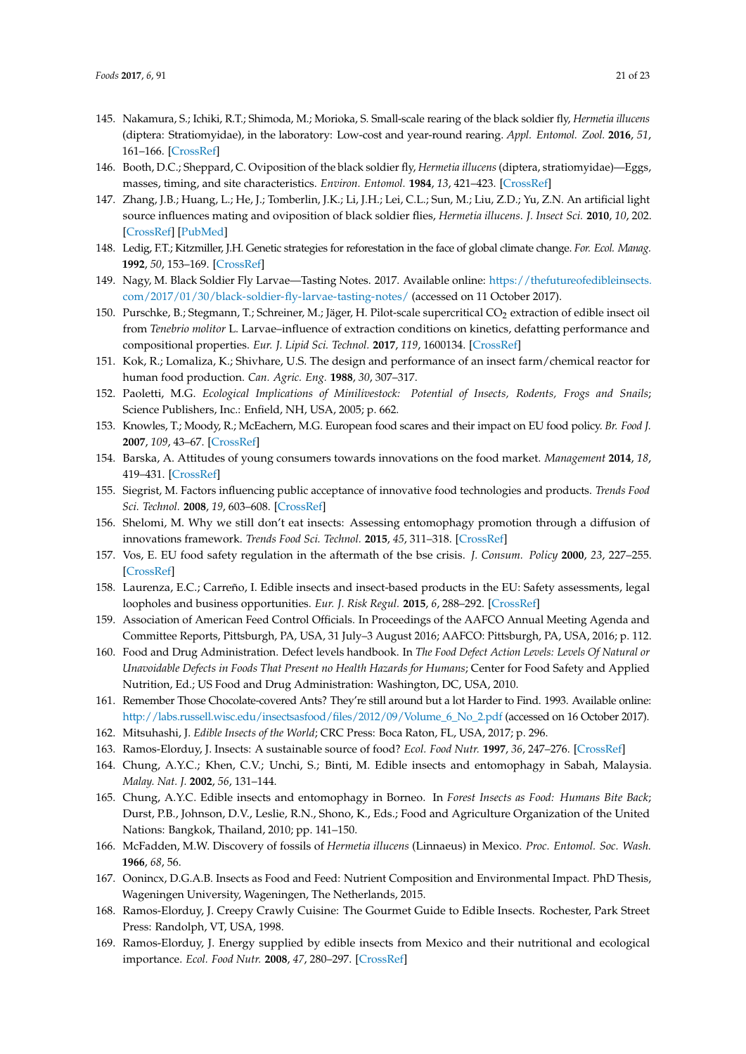145. Nakamura, S.; Ichiki, R.T.; Shimoda, M.; Morioka, S. Small-scale rearing of the black soldier fly, *Hermetia illucens* (diptera: Stratiomyidae), in the laboratory: Low-cost and year-round rearing. *Appl. Entomol. Zool.* **2016**, *51*, 161–166. [CrossRef]
146. Booth, D.C.; Sheppard, C. Oviposition of the black soldier fly, *Hermetia illucens* (diptera, stratiomyidae)—Eggs, masses, timing, and site characteristics. *Environ. Entomol.* **1984**, *13*, 421–423. [CrossRef]
147. Zhang, J.B.; Huang, L.; He, J.; Tomberlin, J.K.; Li, J.H.; Lei, C.L.; Sun, M.; Liu, Z.D.; Yu, Z.N. An artificial light source influences mating and oviposition of black soldier flies, *Hermetia illucens*. *J. Insect Sci.* **2010**, *10*, 202. [CrossRef] [PubMed]
148. Ledig, F.T.; Kitzmiller, J.H. Genetic strategies for reforestation in the face of global climate change. *For. Ecol. Manag.* **1992**, *50*, 153–169. [CrossRef]
149. Nagy, M. Black Soldier Fly Larvae—Tasting Notes. 2017. Available online: https://thefutureofedibleinsects.com/2017/01/30/black-soldier-fly-larvae-tasting-notes/ (accessed on 11 October 2017).
150. Purschke, B.; Stegmann, T.; Schreiner, M.; Jäger, H. Pilot-scale supercritical $CO_2$ extraction of edible insect oil from *Tenebrio molitor* L. Larvae–influence of extraction conditions on kinetics, defatting performance and compositional properties. *Eur. J. Lipid Sci. Technol.* **2017**, *119*, 1600134. [CrossRef]
151. Kok, R.; Lomaliza, K.; Shivhare, U.S. The design and performance of an insect farm/chemical reactor for human food production. *Can. Agric. Eng.* **1988**, *30*, 307–317.
152. Paoletti, M.G. *Ecological Implications of Minilivestock: Potential of Insects, Rodents, Frogs and Snails*; Science Publishers, Inc.: Enfield, NH, USA, 2005; p. 662.
153. Knowles, T.; Moody, R.; McEachern, M.G. European food scares and their impact on EU food policy. *Br. Food J.* **2007**, *109*, 43–67. [CrossRef]
154. Barska, A. Attitudes of young consumers towards innovations on the food market. *Management* **2014**, *18*, 419–431. [CrossRef]
155. Siegrist, M. Factors influencing public acceptance of innovative food technologies and products. *Trends Food Sci. Technol.* **2008**, *19*, 603–608. [CrossRef]
156. Shelomi, M. Why we still don't eat insects: Assessing entomophagy promotion through a diffusion of innovations framework. *Trends Food Sci. Technol.* **2015**, *45*, 311–318. [CrossRef]
157. Vos, E. EU food safety regulation in the aftermath of the bse crisis. *J. Consum. Policy* **2000**, *23*, 227–255. [CrossRef]
158. Laurenza, E.C.; Carreño, I. Edible insects and insect-based products in the EU: Safety assessments, legal loopholes and business opportunities. *Eur. J. Risk Regul.* **2015**, *6*, 288–292. [CrossRef]
159. Association of American Feed Control Officials. In Proceedings of the AAFCO Annual Meeting Agenda and Committee Reports, Pittsburgh, PA, USA, 31 July–3 August 2016; AAFCO: Pittsburgh, PA, USA, 2016; p. 112.
160. Food and Drug Administration. Defect levels handbook. In *The Food Defect Action Levels: Levels Of Natural or Unavoidable Defects in Foods That Present no Health Hazards for Humans*; Center for Food Safety and Applied Nutrition, Ed.; US Food and Drug Administration: Washington, DC, USA, 2010.
161. Remember Those Chocolate-covered Ants? They're still around but a lot Harder to Find. 1993. Available online: http://labs.russell.wisc.edu/insectsasfood/files/2012/09/Volume_6_No_2.pdf (accessed on 16 October 2017).
162. Mitsuhashi, J. *Edible Insects of the World*; CRC Press: Boca Raton, FL, USA, 2017; p. 296.
163. Ramos-Elorduy, J. Insects: A sustainable source of food? *Ecol. Food Nutr.* **1997**, *36*, 247–276. [CrossRef]
164. Chung, A.Y.C.; Khen, C.V.; Unchi, S.; Binti, M. Edible insects and entomophagy in Sabah, Malaysia. *Malay. Nat. J.* **2002**, *56*, 131–144.
165. Chung, A.Y.C. Edible insects and entomophagy in Borneo. In *Forest Insects as Food: Humans Bite Back*; Durst, P.B., Johnson, D.V., Leslie, R.N., Shono, K., Eds.; Food and Agriculture Organization of the United Nations: Bangkok, Thailand, 2010; pp. 141–150.
166. McFadden, M.W. Discovery of fossils of *Hermetia illucens* (Linnaeus) in Mexico. *Proc. Entomol. Soc. Wash.* **1966**, *68*, 56.
167. Oonincx, D.G.A.B. Insects as Food and Feed: Nutrient Composition and Environmental Impact. PhD Thesis, Wageningen University, Wageningen, The Netherlands, 2015.
168. Ramos-Elorduy, J. Creepy Crawly Cuisine: The Gourmet Guide to Edible Insects. Rochester, Park Street Press: Randolph, VT, USA, 1998.
169. Ramos-Elorduy, J. Energy supplied by edible insects from Mexico and their nutritional and ecological importance. *Ecol. Food Nutr.* **2008**, *47*, 280–297. [CrossRef]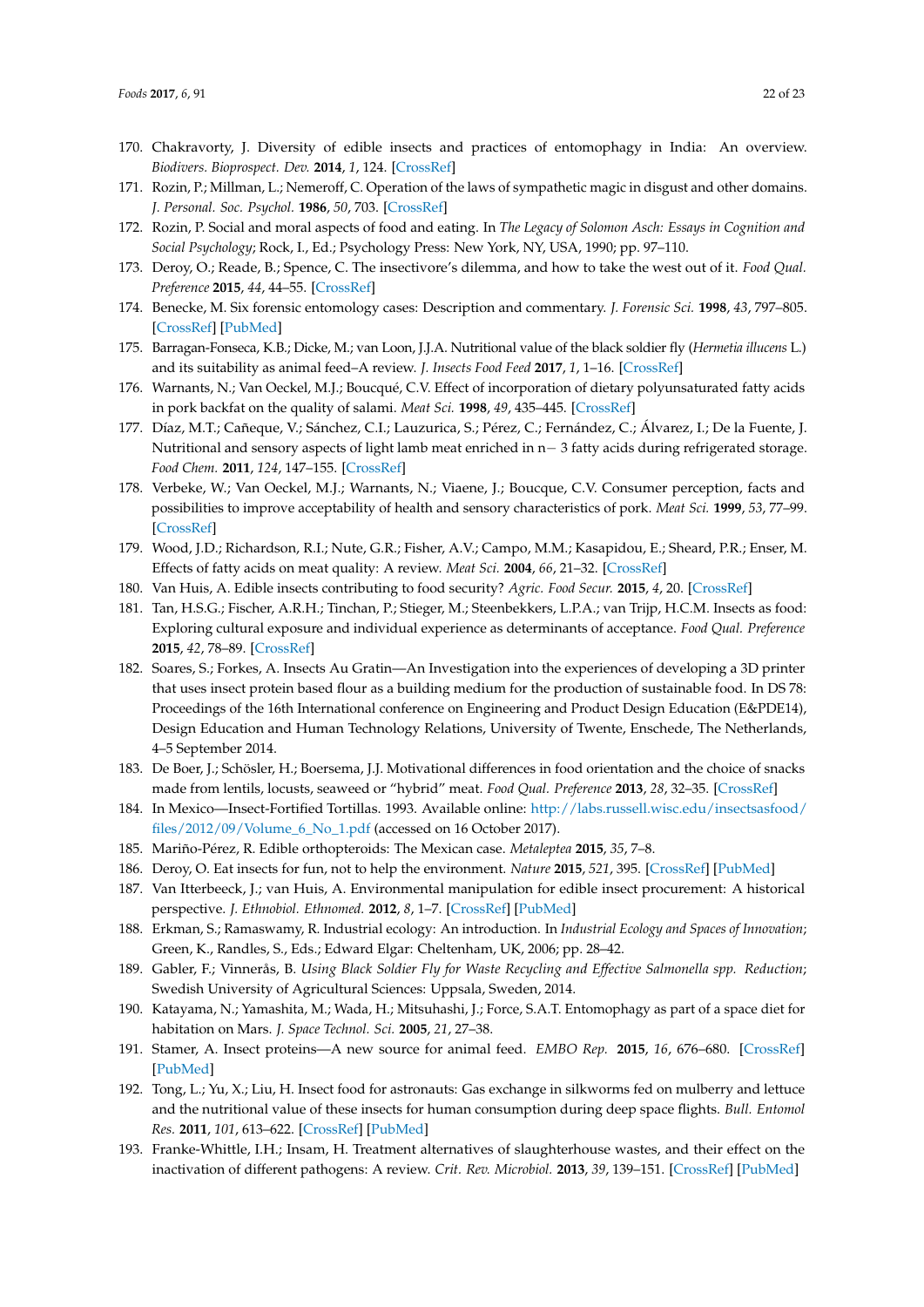170. Chakravorty, J. Diversity of edible insects and practices of entomophagy in India: An overview. *Biodivers. Bioprospect. Dev.* **2014**, *1*, 124. [CrossRef]
171. Rozin, P.; Millman, L.; Nemeroff, C. Operation of the laws of sympathetic magic in disgust and other domains. *J. Personal. Soc. Psychol.* **1986**, *50*, 703. [CrossRef]
172. Rozin, P. Social and moral aspects of food and eating. In *The Legacy of Solomon Asch: Essays in Cognition and Social Psychology*; Rock, I., Ed.; Psychology Press: New York, NY, USA, 1990; pp. 97–110.
173. Deroy, O.; Reade, B.; Spence, C. The insectivore's dilemma, and how to take the west out of it. *Food Qual. Preference* **2015**, *44*, 44–55. [CrossRef]
174. Benecke, M. Six forensic entomology cases: Description and commentary. *J. Forensic Sci.* **1998**, *43*, 797–805. [CrossRef] [PubMed]
175. Barragan-Fonseca, K.B.; Dicke, M.; van Loon, J.J.A. Nutritional value of the black soldier fly (*Hermetia illucens* L.) and its suitability as animal feed–A review. *J. Insects Food Feed* **2017**, *1*, 1–16. [CrossRef]
176. Warnants, N.; Van Oeckel, M.J.; Boucqué, C.V. Effect of incorporation of dietary polyunsaturated fatty acids in pork backfat on the quality of salami. *Meat Sci.* **1998**, *49*, 435–445. [CrossRef]
177. Díaz, M.T.; Cañeque, V.; Sánchez, C.I.; Lauzurica, S.; Pérez, C.; Fernández, C.; Álvarez, I.; De la Fuente, J. Nutritional and sensory aspects of light lamb meat enriched in n− 3 fatty acids during refrigerated storage. *Food Chem.* **2011**, *124*, 147–155. [CrossRef]
178. Verbeke, W.; Van Oeckel, M.J.; Warnants, N.; Viaene, J.; Boucque, C.V. Consumer perception, facts and possibilities to improve acceptability of health and sensory characteristics of pork. *Meat Sci.* **1999**, *53*, 77–99. [CrossRef]
179. Wood, J.D.; Richardson, R.I.; Nute, G.R.; Fisher, A.V.; Campo, M.M.; Kasapidou, E.; Sheard, P.R.; Enser, M. Effects of fatty acids on meat quality: A review. *Meat Sci.* **2004**, *66*, 21–32. [CrossRef]
180. Van Huis, A. Edible insects contributing to food security? *Agric. Food Secur.* **2015**, *4*, 20. [CrossRef]
181. Tan, H.S.G.; Fischer, A.R.H.; Tinchan, P.; Stieger, M.; Steenbekkers, L.P.A.; van Trijp, H.C.M. Insects as food: Exploring cultural exposure and individual experience as determinants of acceptance. *Food Qual. Preference* **2015**, *42*, 78–89. [CrossRef]
182. Soares, S.; Forkes, A. Insects Au Gratin—An Investigation into the experiences of developing a 3D printer that uses insect protein based flour as a building medium for the production of sustainable food. In DS 78: Proceedings of the 16th International conference on Engineering and Product Design Education (E&PDE14), Design Education and Human Technology Relations, University of Twente, Enschede, The Netherlands, 4–5 September 2014.
183. De Boer, J.; Schösler, H.; Boersema, J.J. Motivational differences in food orientation and the choice of snacks made from lentils, locusts, seaweed or "hybrid" meat. *Food Qual. Preference* **2013**, *28*, 32–35. [CrossRef]
184. In Mexico—Insect-Fortified Tortillas. 1993. Available online: http://labs.russell.wisc.edu/insectsasfood/files/2012/09/Volume_6_No_1.pdf (accessed on 16 October 2017).
185. Mariño-Pérez, R. Edible orthopteroids: The Mexican case. *Metaleptea* **2015**, *35*, 7–8.
186. Deroy, O. Eat insects for fun, not to help the environment. *Nature* **2015**, *521*, 395. [CrossRef] [PubMed]
187. Van Itterbeeck, J.; van Huis, A. Environmental manipulation for edible insect procurement: A historical perspective. *J. Ethnobiol. Ethnomed.* **2012**, *8*, 1–7. [CrossRef] [PubMed]
188. Erkman, S.; Ramaswamy, R. Industrial ecology: An introduction. In *Industrial Ecology and Spaces of Innovation*; Green, K., Randles, S., Eds.; Edward Elgar: Cheltenham, UK, 2006; pp. 28–42.
189. Gabler, F.; Vinnerås, B. *Using Black Soldier Fly for Waste Recycling and Effective Salmonella spp. Reduction*; Swedish University of Agricultural Sciences: Uppsala, Sweden, 2014.
190. Katayama, N.; Yamashita, M.; Wada, H.; Mitsuhashi, J.; Force, S.A.T. Entomophagy as part of a space diet for habitation on Mars. *J. Space Technol. Sci.* **2005**, *21*, 27–38.
191. Stamer, A. Insect proteins—A new source for animal feed. *EMBO Rep.* **2015**, *16*, 676–680. [CrossRef] [PubMed]
192. Tong, L.; Yu, X.; Liu, H. Insect food for astronauts: Gas exchange in silkworms fed on mulberry and lettuce and the nutritional value of these insects for human consumption during deep space flights. *Bull. Entomol Res.* **2011**, *101*, 613–622. [CrossRef] [PubMed]
193. Franke-Whittle, I.H.; Insam, H. Treatment alternatives of slaughterhouse wastes, and their effect on the inactivation of different pathogens: A review. *Crit. Rev. Microbiol.* **2013**, *39*, 139–151. [CrossRef] [PubMed]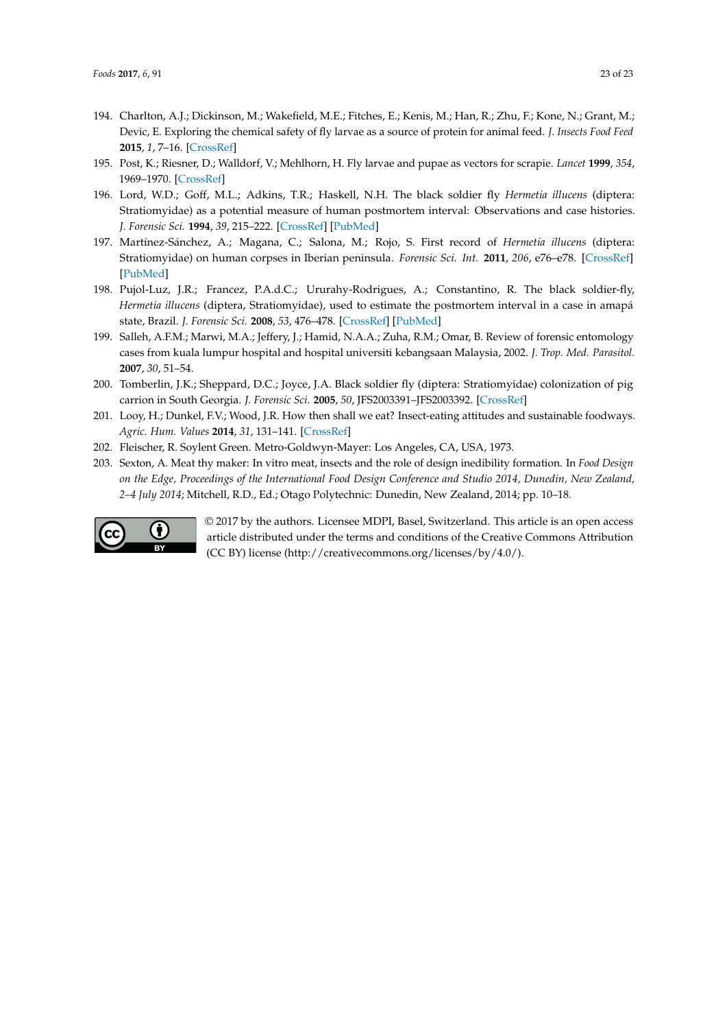194. Charlton, A.J.; Dickinson, M.; Wakefield, M.E.; Fitches, E.; Kenis, M.; Han, R.; Zhu, F.; Kone, N.; Grant, M.; Devic, E. Exploring the chemical safety of fly larvae as a source of protein for animal feed. *J. Insects Food Feed* **2015**, *1*, 7–16. [CrossRef]
195. Post, K.; Riesner, D.; Walldorf, V.; Mehlhorn, H. Fly larvae and pupae as vectors for scrapie. *Lancet* **1999**, *354*, 1969–1970. [CrossRef]
196. Lord, W.D.; Goff, M.L.; Adkins, T.R.; Haskell, N.H. The black soldier fly *Hermetia illucens* (diptera: Stratiomyidae) as a potential measure of human postmortem interval: Observations and case histories. *J. Forensic Sci.* **1994**, *39*, 215–222. [CrossRef] [PubMed]
197. Martínez-Sánchez, A.; Magana, C.; Salona, M.; Rojo, S. First record of *Hermetia illucens* (diptera: Stratiomyidae) on human corpses in Iberian peninsula. *Forensic Sci. Int.* **2011**, *206*, e76–e78. [CrossRef] [PubMed]
198. Pujol-Luz, J.R.; Francez, P.A.d.C.; Ururahy-Rodrigues, A.; Constantino, R. The black soldier-fly, *Hermetia illucens* (diptera, Stratiomyidae), used to estimate the postmortem interval in a case in amapá state, Brazil. *J. Forensic Sci.* **2008**, *53*, 476–478. [CrossRef] [PubMed]
199. Salleh, A.F.M.; Marwi, M.A.; Jeffery, J.; Hamid, N.A.A.; Zuha, R.M.; Omar, B. Review of forensic entomology cases from kuala lumpur hospital and hospital universiti kebangsaan Malaysia, 2002. *J. Trop. Med. Parasitol.* **2007**, *30*, 51–54.
200. Tomberlin, J.K.; Sheppard, D.C.; Joyce, J.A. Black soldier fly (diptera: Stratiomyidae) colonization of pig carrion in South Georgia. *J. Forensic Sci.* **2005**, *50*, JFS2003391–JFS2003392. [CrossRef]
201. Looy, H.; Dunkel, F.V.; Wood, J.R. How then shall we eat? Insect-eating attitudes and sustainable foodways. *Agric. Hum. Values* **2014**, *31*, 131–141. [CrossRef]
202. Fleischer, R. Soylent Green. Metro-Goldwyn-Mayer: Los Angeles, CA, USA, 1973.
203. Sexton, A. Meat thy maker: In vitro meat, insects and the role of design inedibility formation. In *Food Design on the Edge, Proceedings of the International Food Design Conference and Studio 2014, Dunedin, New Zealand, 2–4 July 2014*; Mitchell, R.D., Ed.; Otago Polytechnic: Dunedin, New Zealand, 2014; pp. 10–18.

© 2017 by the authors. Licensee MDPI, Basel, Switzerland. This article is an open access article distributed under the terms and conditions of the Creative Commons Attribution (CC BY) license (http://creativecommons.org/licenses/by/4.0/).